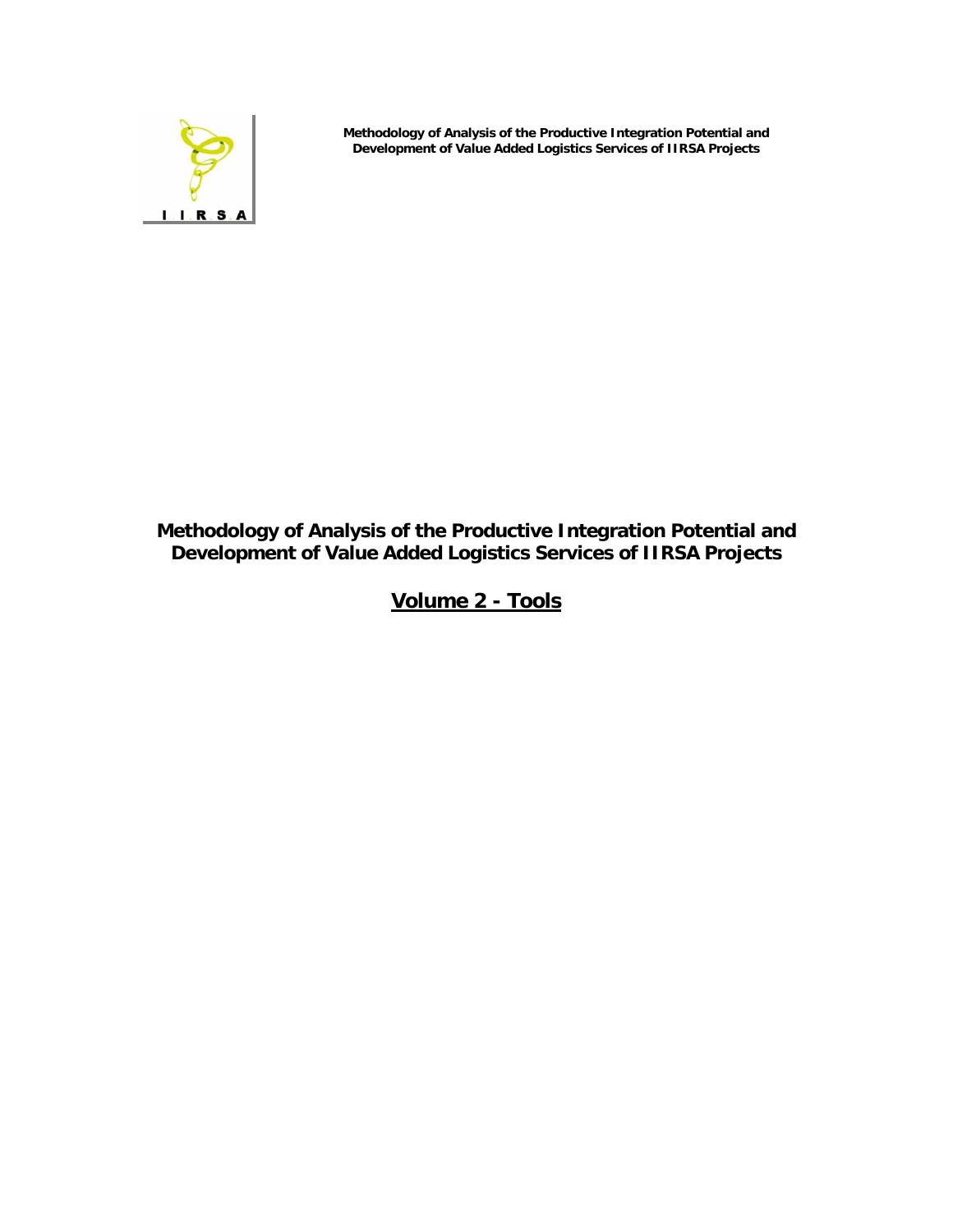# Methodology of Analysis of the Productive Integration Potential and Development of Value Added Logistics Services of IIRSA Projects

## Volume 2 - Tools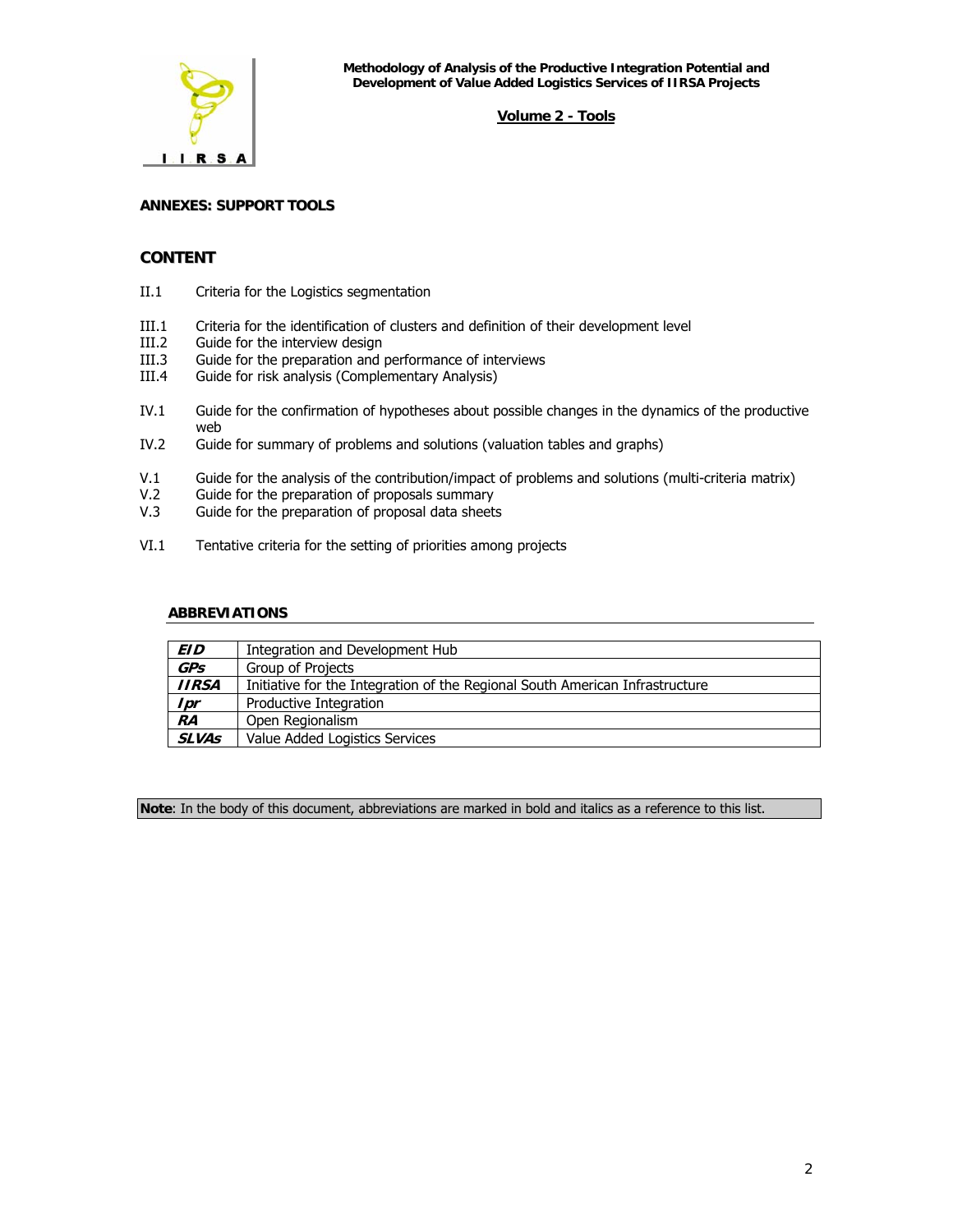## ANNEXES: SUPPORT TOOLS

## CONTENT

II.1 Criteria for the Logistics segmentation

III.1 Criteria for the identification of clusters and definition of their development level
III.2 Guide for the interview design
III.3 Guide for the preparation and performance of interviews
III.4 Guide for risk analysis (Complementary Analysis)

IV.1 Guide for the confirmation of hypotheses about possible changes in the dynamics of the productive web
IV.2 Guide for summary of problems and solutions (valuation tables and graphs)

V.1 Guide for the analysis of the contribution/impact of problems and solutions (multi-criteria matrix)
V.2 Guide for the preparation of proposals summary
V.3 Guide for the preparation of proposal data sheets

VI.1 Tentative criteria for the setting of priorities among projects

### ABBREVIATIONS

| | |
|---|---|
| ***EID*** | Integration and Development Hub |
| ***GPs*** | Group of Projects |
| ***IIRSA*** | Initiative for the Integration of the Regional South American Infrastructure |
| ***Ipr*** | Productive Integration |
| ***RA*** | Open Regionalism |
| ***SLVAs*** | Value Added Logistics Services |

**Note**: In the body of this document, abbreviations are marked in bold and italics as a reference to this list.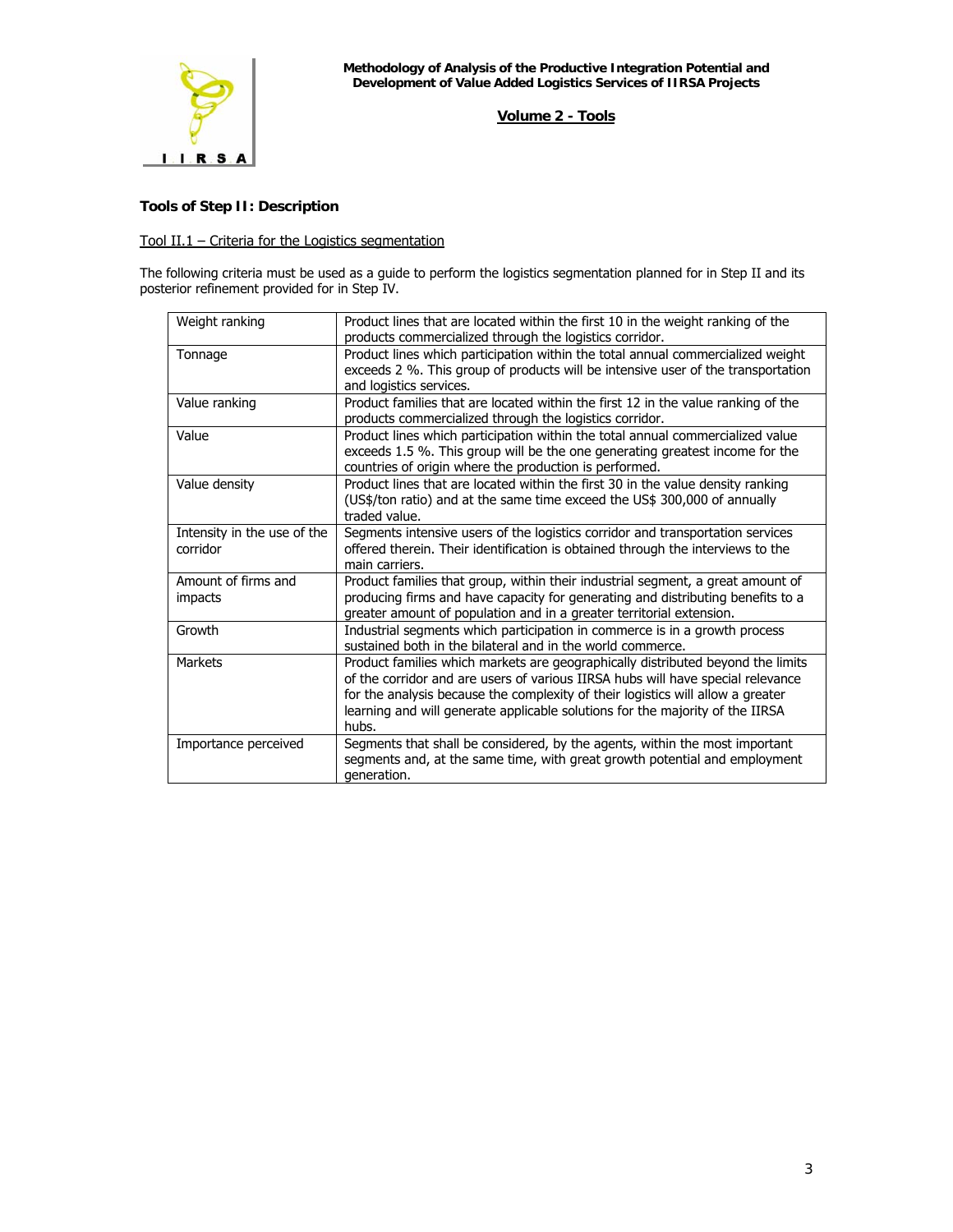### Tools of Step II: Description

Tool II.1 – Criteria for the Logistics segmentation

The following criteria must be used as a guide to perform the logistics segmentation planned for in Step II and its posterior refinement provided for in Step IV.

| | |
|---|---|
| Weight ranking | Product lines that are located within the first 10 in the weight ranking of the products commercialized through the logistics corridor. |
| Tonnage | Product lines which participation within the total annual commercialized weight exceeds 2 %. This group of products will be intensive user of the transportation and logistics services. |
| Value ranking | Product families that are located within the first 12 in the value ranking of the products commercialized through the logistics corridor. |
| Value | Product lines which participation within the total annual commercialized value exceeds 1.5 %. This group will be the one generating greatest income for the countries of origin where the production is performed. |
| Value density | Product lines that are located within the first 30 in the value density ranking (US$/ton ratio) and at the same time exceed the US$ 300,000 of annually traded value. |
| Intensity in the use of the corridor | Segments intensive users of the logistics corridor and transportation services offered therein. Their identification is obtained through the interviews to the main carriers. |
| Amount of firms and impacts | Product families that group, within their industrial segment, a great amount of producing firms and have capacity for generating and distributing benefits to a greater amount of population and in a greater territorial extension. |
| Growth | Industrial segments which participation in commerce is in a growth process sustained both in the bilateral and in the world commerce. |
| Markets | Product families which markets are geographically distributed beyond the limits of the corridor and are users of various IIRSA hubs will have special relevance for the analysis because the complexity of their logistics will allow a greater learning and will generate applicable solutions for the majority of the IIRSA hubs. |
| Importance perceived | Segments that shall be considered, by the agents, within the most important segments and, at the same time, with great growth potential and employment generation. |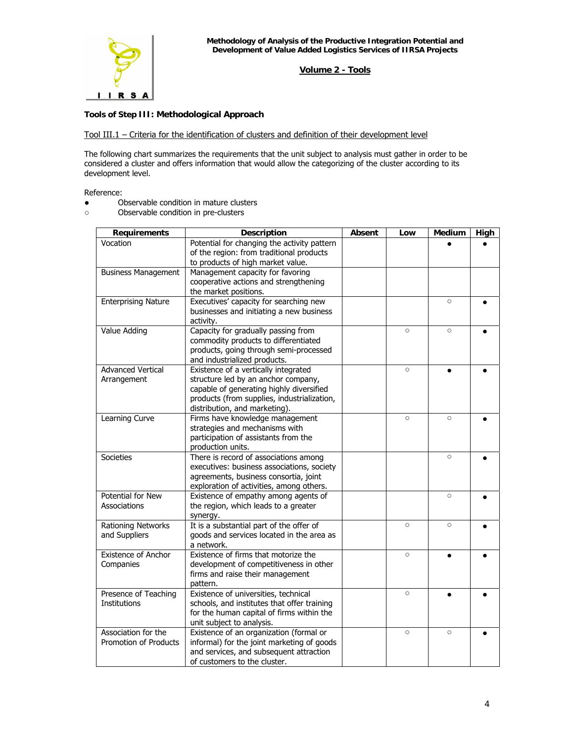## Tools of Step III: Methodological Approach

Tool III.1 – Criteria for the identification of clusters and definition of their development level

The following chart summarizes the requirements that the unit subject to analysis must gather in order to be considered a cluster and offers information that would allow the categorizing of the cluster according to its development level.

Reference:

- ● Observable condition in mature clusters
- ○ Observable condition in pre-clusters

| Requirements | Description | Absent | Low | Medium | High |
|---|---|---|---|---|---|
| Vocation | Potential for changing the activity pattern of the region: from traditional products to products of high market value. | | | ● | ● |
| Business Management | Management capacity for favoring cooperative actions and strengthening the market positions. | | | | |
| Enterprising Nature | Executives' capacity for searching new businesses and initiating a new business activity. | | | ○ | ● |
| Value Adding | Capacity for gradually passing from commodity products to differentiated products, going through semi-processed and industrialized products. | | ○ | ○ | ● |
| Advanced Vertical Arrangement | Existence of a vertically integrated structure led by an anchor company, capable of generating highly diversified products (from supplies, industrialization, distribution, and marketing). | | ○ | ● | ● |
| Learning Curve | Firms have knowledge management strategies and mechanisms with participation of assistants from the production units. | | ○ | ○ | ● |
| Societies | There is record of associations among executives: business associations, society agreements, business consortia, joint exploration of activities, among others. | | | ○ | ● |
| Potential for New Associations | Existence of empathy among agents of the region, which leads to a greater synergy. | | | ○ | ● |
| Rationing Networks and Suppliers | It is a substantial part of the offer of goods and services located in the area as a network. | | ○ | ○ | ● |
| Existence of Anchor Companies | Existence of firms that motorize the development of competitiveness in other firms and raise their management pattern. | | ○ | ● | ● |
| Presence of Teaching Institutions | Existence of universities, technical schools, and institutes that offer training for the human capital of firms within the unit subject to analysis. | | ○ | ● | ● |
| Association for the Promotion of Products | Existence of an organization (formal or informal) for the joint marketing of goods and services, and subsequent attraction of customers to the cluster. | | ○ | ○ | ● |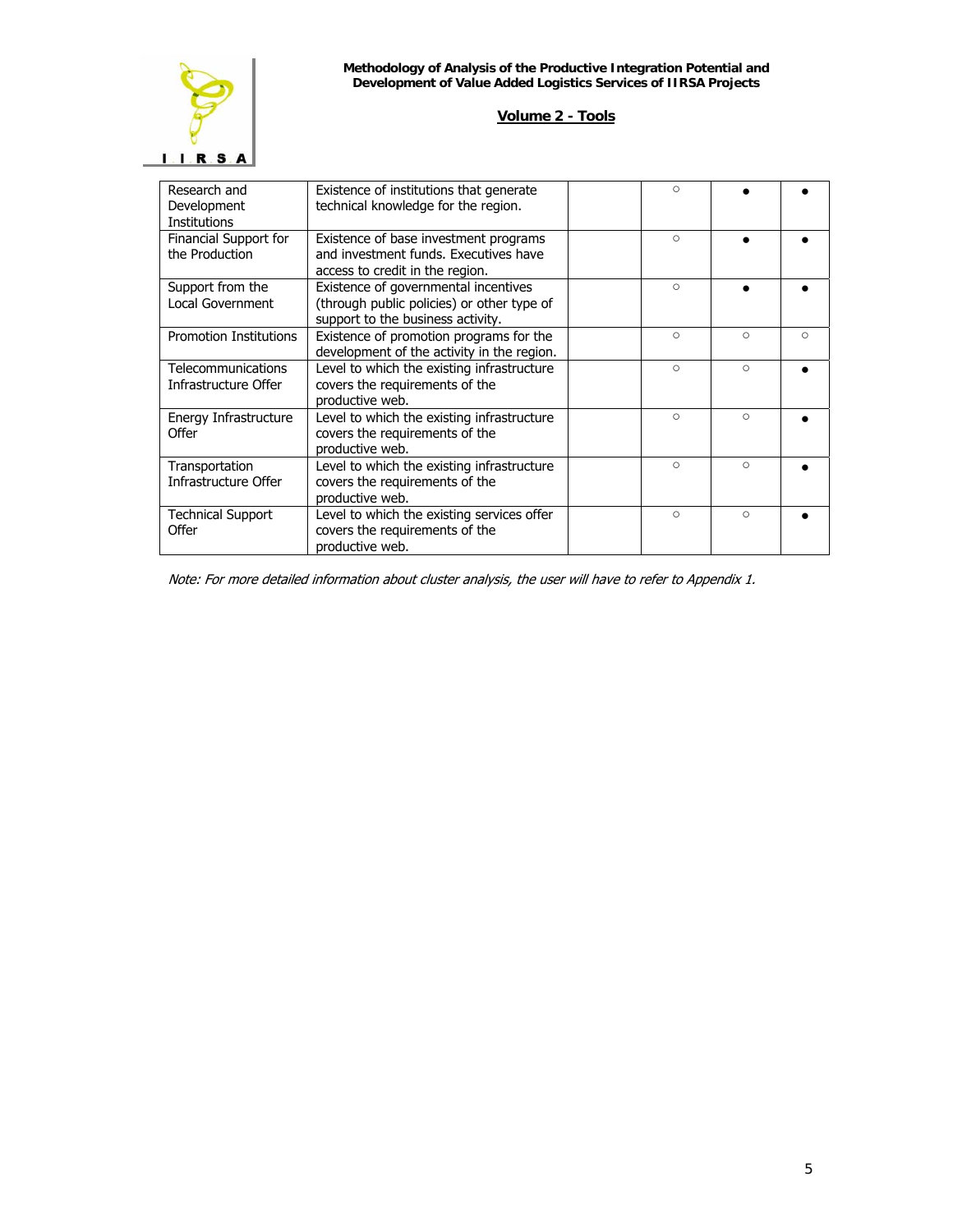| | | | | | |
|---|---|---|---|---|---|
| Research and Development Institutions | Existence of institutions that generate technical knowledge for the region. | | ○ | ● | ● |
| Financial Support for the Production | Existence of base investment programs and investment funds. Executives have access to credit in the region. | | ○ | ● | ● |
| Support from the Local Government | Existence of governmental incentives (through public policies) or other type of support to the business activity. | | ○ | ● | ● |
| Promotion Institutions | Existence of promotion programs for the development of the activity in the region. | | ○ | ○ | ○ |
| Telecommunications Infrastructure Offer | Level to which the existing infrastructure covers the requirements of the productive web. | | ○ | ○ | ● |
| Energy Infrastructure Offer | Level to which the existing infrastructure covers the requirements of the productive web. | | ○ | ○ | ● |
| Transportation Infrastructure Offer | Level to which the existing infrastructure covers the requirements of the productive web. | | ○ | ○ | ● |
| Technical Support Offer | Level to which the existing services offer covers the requirements of the productive web. | | ○ | ○ | ● |

*Note: For more detailed information about cluster analysis, the user will have to refer to Appendix 1.*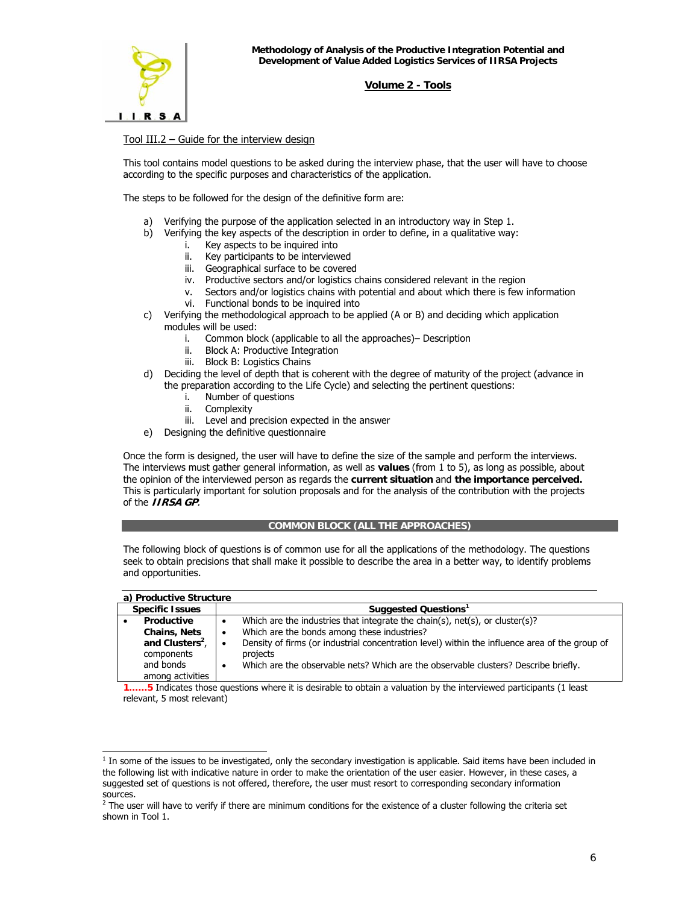Tool III.2 – Guide for the interview design

This tool contains model questions to be asked during the interview phase, that the user will have to choose according to the specific purposes and characteristics of the application.

The steps to be followed for the design of the definitive form are:

a) Verifying the purpose of the application selected in an introductory way in Step 1.
b) Verifying the key aspects of the description in order to define, in a qualitative way:
    i. Key aspects to be inquired into
    ii. Key participants to be interviewed
    iii. Geographical surface to be covered
    iv. Productive sectors and/or logistics chains considered relevant in the region
    v. Sectors and/or logistics chains with potential and about which there is few information
    vi. Functional bonds to be inquired into
c) Verifying the methodological approach to be applied (A or B) and deciding which application modules will be used:
    i. Common block (applicable to all the approaches)– Description
    ii. Block A: Productive Integration
    iii. Block B: Logistics Chains
d) Deciding the level of depth that is coherent with the degree of maturity of the project (advance in the preparation according to the Life Cycle) and selecting the pertinent questions:
    i. Number of questions
    ii. Complexity
    iii. Level and precision expected in the answer
e) Designing the definitive questionnaire

Once the form is designed, the user will have to define the size of the sample and perform the interviews. The interviews must gather general information, as well as **values** (from 1 to 5), as long as possible, about the opinion of the interviewed person as regards the **current situation** and **the importance perceived.** This is particularly important for solution proposals and for the analysis of the contribution with the projects of the ***IIRSA GP***.

## COMMON BLOCK (ALL THE APPROACHES)

The following block of questions is of common use for all the applications of the methodology. The questions seek to obtain precisions that shall make it possible to describe the area in a better way, to identify problems and opportunities.

**a) Productive Structure**

| Specific Issues | Suggested Questions[1] |
|---|---|
| • **Productive Chains, Nets and Clusters**[2], components and bonds among activities | • Which are the industries that integrate the chain(s), net(s), or cluster(s)?<br>• Which are the bonds among these industries?<br>• Density of firms (or industrial concentration level) within the influence area of the group of projects<br>• Which are the observable nets? Which are the observable clusters? Describe briefly. |

**1……5** Indicates those questions where it is desirable to obtain a valuation by the interviewed participants (1 least relevant, 5 most relevant)

[1] In some of the issues to be investigated, only the secondary investigation is applicable. Said items have been included in the following list with indicative nature in order to make the orientation of the user easier. However, in these cases, a suggested set of questions is not offered, therefore, the user must resort to corresponding secondary information sources.

[2] The user will have to verify if there are minimum conditions for the existence of a cluster following the criteria set shown in Tool 1.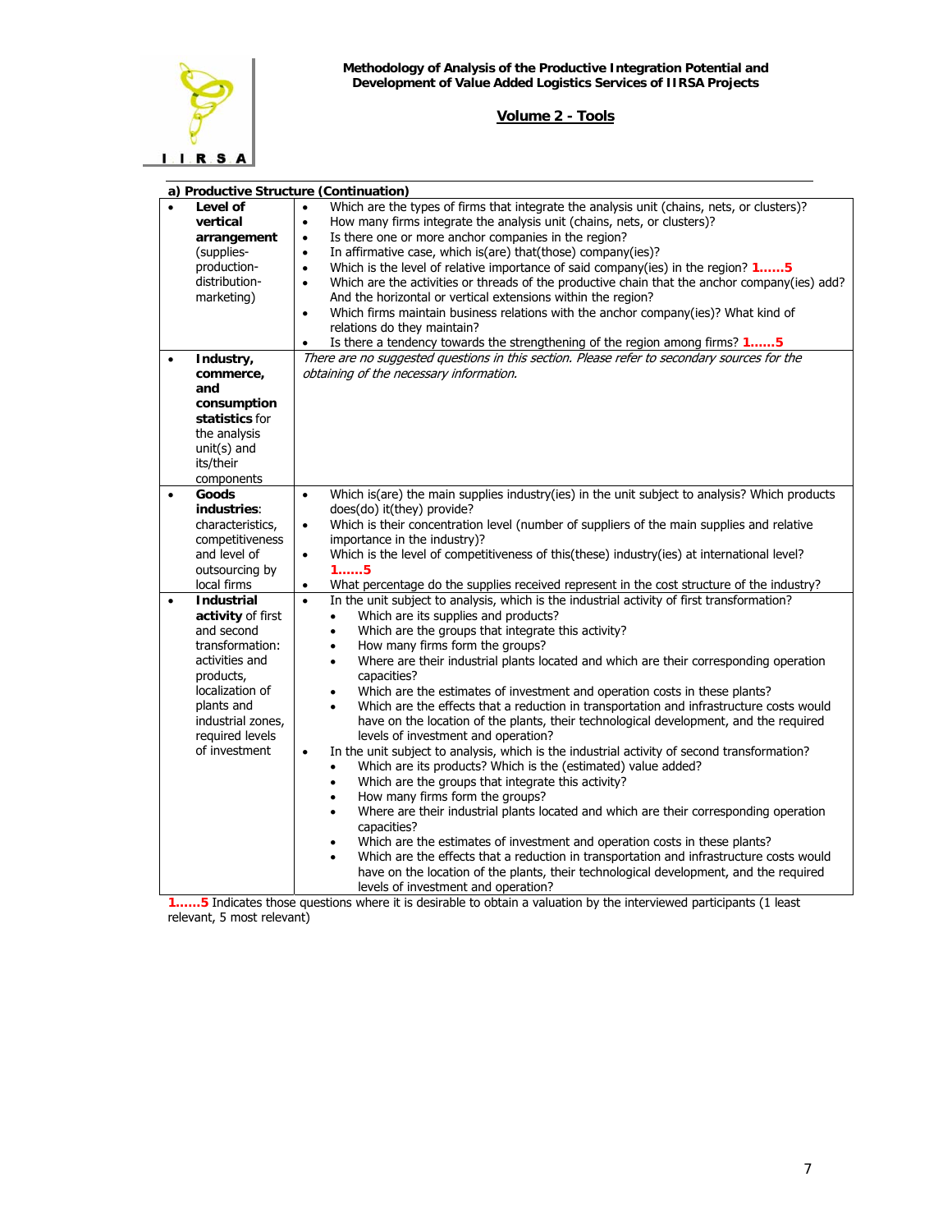**a) Productive Structure (Continuation)**

| | |
|---|---|
| • **Level of vertical arrangement** (supplies-production-distribution-marketing) | • Which are the types of firms that integrate the analysis unit (chains, nets, or clusters)?<br>• How many firms integrate the analysis unit (chains, nets, or clusters)?<br>• Is there one or more anchor companies in the region?<br>• In affirmative case, which is(are) that(those) company(ies)?<br>• Which is the level of relative importance of said company(ies) in the region? **1……5**<br>• Which are the activities or threads of the productive chain that the anchor company(ies) add? And the horizontal or vertical extensions within the region?<br>• Which firms maintain business relations with the anchor company(ies)? What kind of relations do they maintain?<br>• Is there a tendency towards the strengthening of the region among firms? **1……5** |
| • **Industry, commerce, and consumption statistics** for the analysis unit(s) and its/their components | *There are no suggested questions in this section. Please refer to secondary sources for the obtaining of the necessary information.* |
| • **Goods industries**: characteristics, competitiveness and level of outsourcing by local firms | • Which is(are) the main supplies industry(ies) in the unit subject to analysis? Which products does(do) it(they) provide?<br>• Which is their concentration level (number of suppliers of the main supplies and relative importance in the industry)?<br>• Which is the level of competitiveness of this(these) industry(ies) at international level? **1……5**<br>• What percentage do the supplies received represent in the cost structure of the industry? |
| • **Industrial activity** of first and second transformation: activities and products, localization of plants and industrial zones, required levels of investment | • In the unit subject to analysis, which is the industrial activity of first transformation?<br>  • Which are its supplies and products?<br>  • Which are the groups that integrate this activity?<br>  • How many firms form the groups?<br>  • Where are their industrial plants located and which are their corresponding operation capacities?<br>  • Which are the estimates of investment and operation costs in these plants?<br>  • Which are the effects that a reduction in transportation and infrastructure costs would have on the location of the plants, their technological development, and the required levels of investment and operation?<br>• In the unit subject to analysis, which is the industrial activity of second transformation?<br>  • Which are its products? Which is the (estimated) value added?<br>  • Which are the groups that integrate this activity?<br>  • How many firms form the groups?<br>  • Where are their industrial plants located and which are their corresponding operation capacities?<br>  • Which are the estimates of investment and operation costs in these plants?<br>  • Which are the effects that a reduction in transportation and infrastructure costs would have on the location of the plants, their technological development, and the required levels of investment and operation? |

**1……5** Indicates those questions where it is desirable to obtain a valuation by the interviewed participants (1 least relevant, 5 most relevant)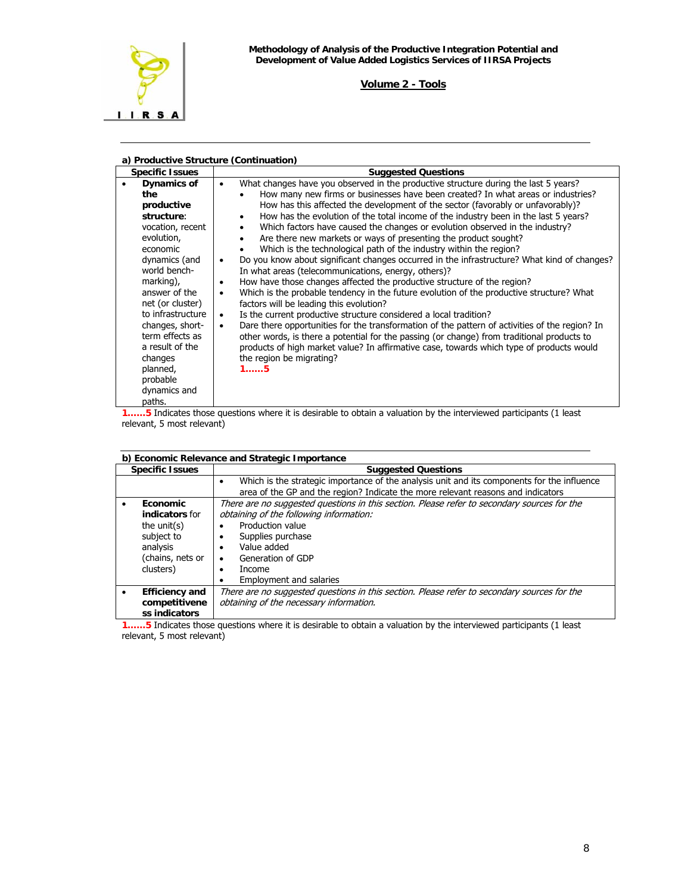**a) Productive Structure (Continuation)**

| Specific Issues | Suggested Questions |
| --- | --- |
| • **Dynamics of the productive structure**: vocation, recent evolution, economic dynamics (and world bench-marking), answer of the net (or cluster) to infrastructure changes, short-term effects as a result of the changes planned, probable dynamics and paths. | • What changes have you observed in the productive structure during the last 5 years?<br>  ◦ How many new firms or businesses have been created? In what areas or industries? How has this affected the development of the sector (favorably or unfavorably)?<br>  ◦ How has the evolution of the total income of the industry been in the last 5 years?<br>  ◦ Which factors have caused the changes or evolution observed in the industry?<br>  ◦ Are there new markets or ways of presenting the product sought?<br>  ◦ Which is the technological path of the industry within the region?<br>• Do you know about significant changes occurred in the infrastructure? What kind of changes? In what areas (telecommunications, energy, others)?<br>• How have those changes affected the productive structure of the region?<br>• Which is the probable tendency in the future evolution of the productive structure? What factors will be leading this evolution?<br>• Is the current productive structure considered a local tradition?<br>• Dare there opportunities for the transformation of the pattern of activities of the region? In other words, is there a potential for the passing (or change) from traditional products to products of high market value? In affirmative case, towards which type of products would the region be migrating?<br>**1……5** |

**1……5** Indicates those questions where it is desirable to obtain a valuation by the interviewed participants (1 least relevant, 5 most relevant)

**b) Economic Relevance and Strategic Importance**

| Specific Issues | Suggested Questions |
| --- | --- |
| | • Which is the strategic importance of the analysis unit and its components for the influence area of the GP and the region? Indicate the more relevant reasons and indicators |
| • **Economic indicators** for the unit(s) subject to analysis (chains, nets or clusters) | *There are no suggested questions in this section. Please refer to secondary sources for the obtaining of the following information:*<br>• Production value<br>• Supplies purchase<br>• Value added<br>• Generation of GDP<br>• Income<br>• Employment and salaries |
| • **Efficiency and competitiveness indicators** | *There are no suggested questions in this section. Please refer to secondary sources for the obtaining of the necessary information.* |

**1……5** Indicates those questions where it is desirable to obtain a valuation by the interviewed participants (1 least relevant, 5 most relevant)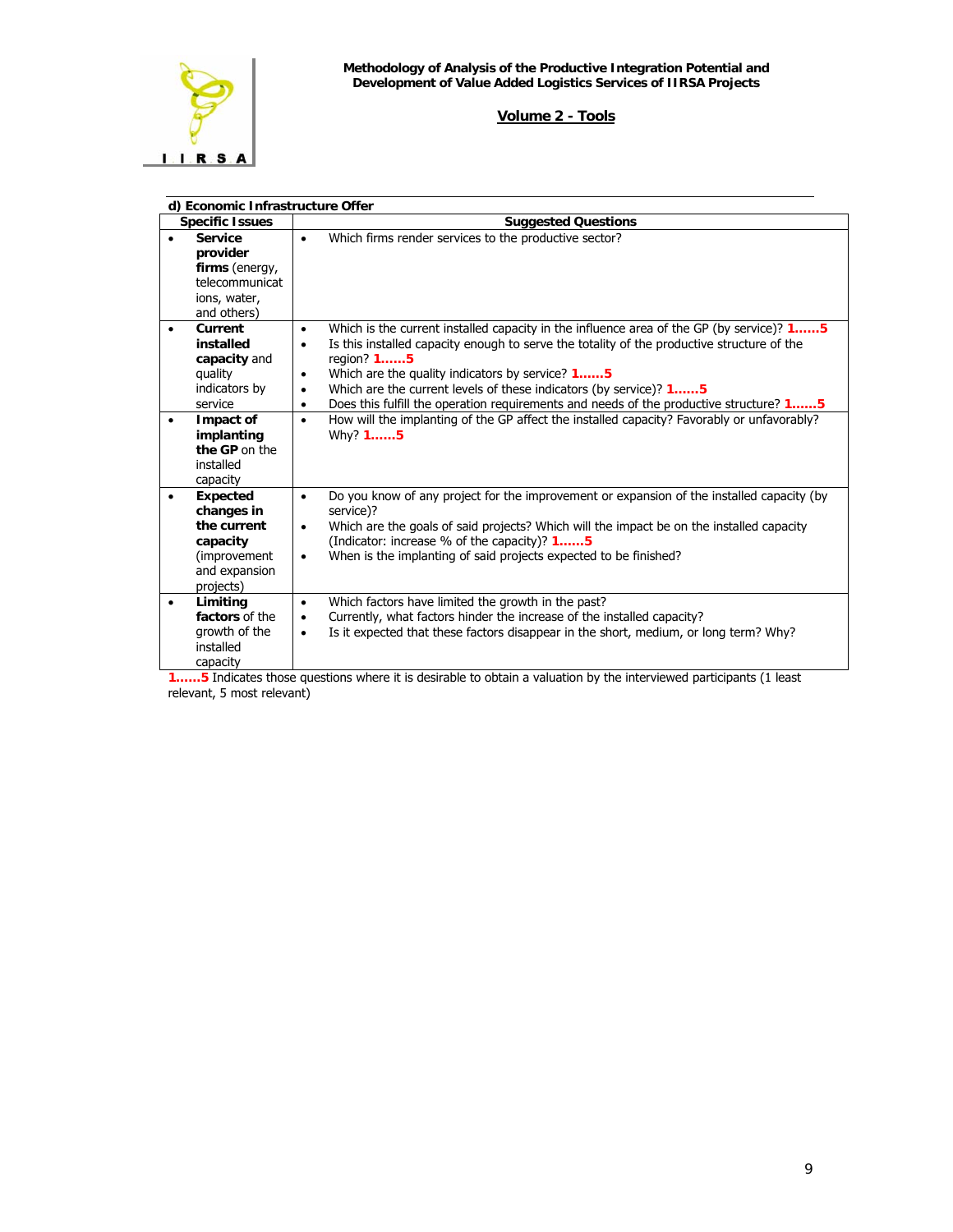**d) Economic Infrastructure Offer**

| Specific Issues | Suggested Questions |
|---|---|
| • **Service provider firms** (energy, telecommunications, water, and others) | • Which firms render services to the productive sector? |
| • **Current installed capacity** and quality indicators by service | • Which is the current installed capacity in the influence area of the GP (by service)? **1……5**<br>• Is this installed capacity enough to serve the totality of the productive structure of the region? **1……5**<br>• Which are the quality indicators by service? **1……5**<br>• Which are the current levels of these indicators (by service)? **1……5**<br>• Does this fulfill the operation requirements and needs of the productive structure? **1……5** |
| • **Impact of implanting the GP** on the installed capacity | • How will the implanting of the GP affect the installed capacity? Favorably or unfavorably? Why? **1……5** |
| • **Expected changes in the current capacity** (improvement and expansion projects) | • Do you know of any project for the improvement or expansion of the installed capacity (by service)?<br>• Which are the goals of said projects? Which will the impact be on the installed capacity (Indicator: increase % of the capacity)? **1……5**<br>• When is the implanting of said projects expected to be finished? |
| • **Limiting factors** of the growth of the installed capacity | • Which factors have limited the growth in the past?<br>• Currently, what factors hinder the increase of the installed capacity?<br>• Is it expected that these factors disappear in the short, medium, or long term? Why? |

**1……5** Indicates those questions where it is desirable to obtain a valuation by the interviewed participants (1 least relevant, 5 most relevant)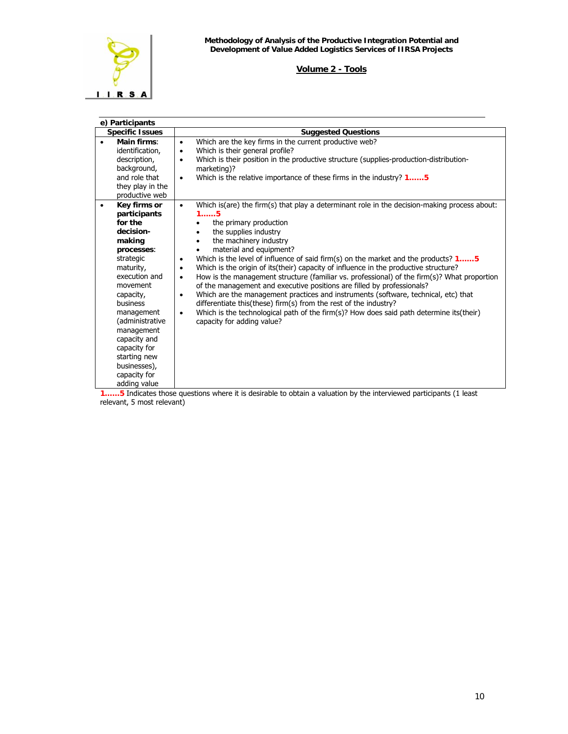#### e) Participants

| Specific Issues | Suggested Questions |
|---|---|
| • **Main firms**: identification, description, background, and role that they play in the productive web | • Which are the key firms in the current productive web?<br>• Which is their general profile?<br>• Which is their position in the productive structure (supplies-production-distribution-marketing)?<br>• Which is the relative importance of these firms in the industry? **1……5** |
| • **Key firms or participants for the decision-making processes**: strategic maturity, execution and movement capacity, business management (administrative management capacity and capacity for starting new businesses), capacity for adding value | • Which is(are) the firm(s) that play a determinant role in the decision-making process about: **1……5**<br>&nbsp;&nbsp;&nbsp;&nbsp;• the primary production<br>&nbsp;&nbsp;&nbsp;&nbsp;• the supplies industry<br>&nbsp;&nbsp;&nbsp;&nbsp;• the machinery industry<br>&nbsp;&nbsp;&nbsp;&nbsp;• material and equipment?<br>• Which is the level of influence of said firm(s) on the market and the products? **1……5**<br>• Which is the origin of its(their) capacity of influence in the productive structure?<br>• How is the management structure (familiar vs. professional) of the firm(s)? What proportion of the management and executive positions are filled by professionals?<br>• Which are the management practices and instruments (software, technical, etc) that differentiate this(these) firm(s) from the rest of the industry?<br>• Which is the technological path of the firm(s)? How does said path determine its(their) capacity for adding value? |

**1……5** Indicates those questions where it is desirable to obtain a valuation by the interviewed participants (1 least relevant, 5 most relevant)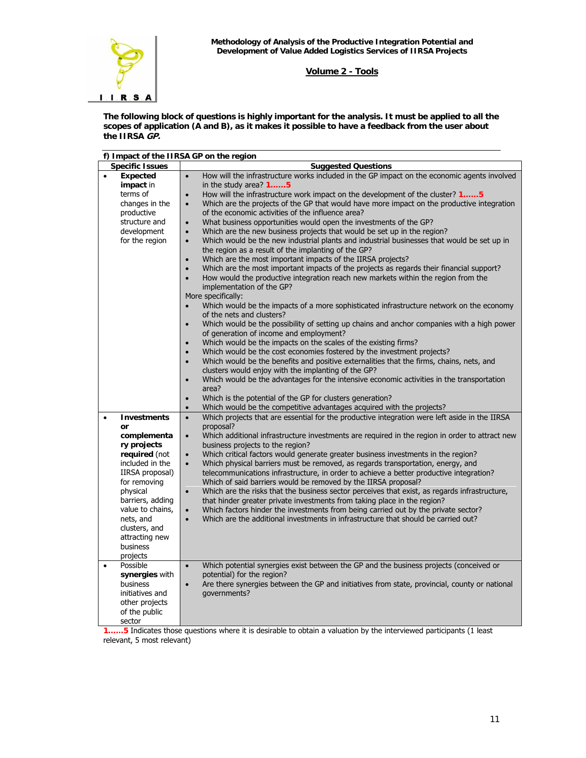**The following block of questions is highly important for the analysis. It must be applied to all the scopes of application (A and B), as it makes it possible to have a feedback from the user about the IIRSA *GP.***

**f) Impact of the IIRSA GP on the region**

| Specific Issues | Suggested Questions |
|---|---|
| • **Expected impact** in terms of changes in the productive structure and development for the region | • How will the infrastructure works included in the GP impact on the economic agents involved in the study area? **1……5**<br>• How will the infrastructure work impact on the development of the cluster? **1……5**<br>• Which are the projects of the GP that would have more impact on the productive integration of the economic activities of the influence area?<br>• What business opportunities would open the investments of the GP?<br>• Which are the new business projects that would be set up in the region?<br>• Which would be the new industrial plants and industrial businesses that would be set up in the region as a result of the implanting of the GP?<br>• Which are the most important impacts of the IIRSA projects?<br>• Which are the most important impacts of the projects as regards their financial support?<br>• How would the productive integration reach new markets within the region from the implementation of the GP?<br>More specifically:<br>• Which would be the impacts of a more sophisticated infrastructure network on the economy of the nets and clusters?<br>• Which would be the possibility of setting up chains and anchor companies with a high power of generation of income and employment?<br>• Which would be the impacts on the scales of the existing firms?<br>• Which would be the cost economies fostered by the investment projects?<br>• Which would be the benefits and positive externalities that the firms, chains, nets, and clusters would enjoy with the implanting of the GP?<br>• Which would be the advantages for the intensive economic activities in the transportation area?<br>• Which is the potential of the GP for clusters generation?<br>• Which would be the competitive advantages acquired with the projects? |
| • **Investments or complementary projects required** (not included in the IIRSA proposal) for removing physical barriers, adding value to chains, nets, and clusters, and attracting new business projects | • Which projects that are essential for the productive integration were left aside in the IIRSA proposal?<br>• Which additional infrastructure investments are required in the region in order to attract new business projects to the region?<br>• Which critical factors would generate greater business investments in the region?<br>• Which physical barriers must be removed, as regards transportation, energy, and telecommunications infrastructure, in order to achieve a better productive integration? Which of said barriers would be removed by the IIRSA proposal?<br>• Which are the risks that the business sector perceives that exist, as regards infrastructure, that hinder greater private investments from taking place in the region?<br>• Which factors hinder the investments from being carried out by the private sector?<br>• Which are the additional investments in infrastructure that should be carried out? |
| • Possible **synergies** with business initiatives and other projects of the public sector | • Which potential synergies exist between the GP and the business projects (conceived or potential) for the region?<br>• Are there synergies between the GP and initiatives from state, provincial, county or national governments? |

**1……5** Indicates those questions where it is desirable to obtain a valuation by the interviewed participants (1 least relevant, 5 most relevant)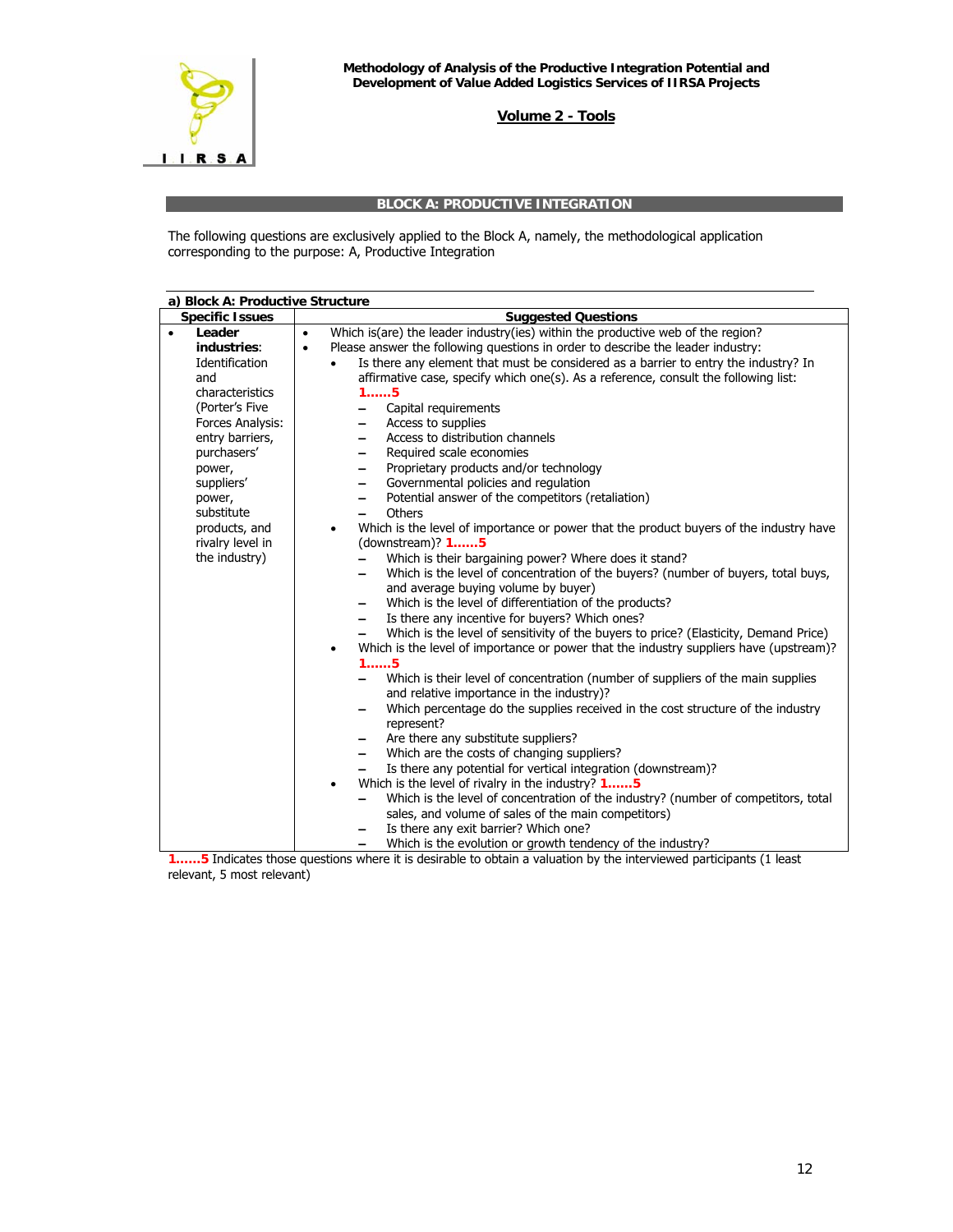## BLOCK A: PRODUCTIVE INTEGRATION

The following questions are exclusively applied to the Block A, namely, the methodological application corresponding to the purpose: A, Productive Integration

**a) Block A: Productive Structure**

| Specific Issues | Suggested Questions |
|---|---|
| • **Leader industries**: Identification and characteristics (Porter's Five Forces Analysis: entry barriers, purchasers' power, suppliers' power, substitute products, and rivalry level in the industry) | • Which is(are) the leader industry(ies) within the productive web of the region?<br>• Please answer the following questions in order to describe the leader industry:<br>&nbsp;&nbsp;• Is there any element that must be considered as a barrier to entry the industry? In affirmative case, specify which one(s). As a reference, consult the following list: **1……5**<br>&nbsp;&nbsp;&nbsp;&nbsp;– Capital requirements<br>&nbsp;&nbsp;&nbsp;&nbsp;– Access to supplies<br>&nbsp;&nbsp;&nbsp;&nbsp;– Access to distribution channels<br>&nbsp;&nbsp;&nbsp;&nbsp;– Required scale economies<br>&nbsp;&nbsp;&nbsp;&nbsp;– Proprietary products and/or technology<br>&nbsp;&nbsp;&nbsp;&nbsp;– Governmental policies and regulation<br>&nbsp;&nbsp;&nbsp;&nbsp;– Potential answer of the competitors (retaliation)<br>&nbsp;&nbsp;&nbsp;&nbsp;– Others<br>&nbsp;&nbsp;• Which is the level of importance or power that the product buyers of the industry have (downstream)? **1……5**<br>&nbsp;&nbsp;&nbsp;&nbsp;– Which is their bargaining power? Where does it stand?<br>&nbsp;&nbsp;&nbsp;&nbsp;– Which is the level of concentration of the buyers? (number of buyers, total buys, and average buying volume by buyer)<br>&nbsp;&nbsp;&nbsp;&nbsp;– Which is the level of differentiation of the products?<br>&nbsp;&nbsp;&nbsp;&nbsp;– Is there any incentive for buyers? Which ones?<br>&nbsp;&nbsp;&nbsp;&nbsp;– Which is the level of sensitivity of the buyers to price? (Elasticity, Demand Price)<br>&nbsp;&nbsp;• Which is the level of importance or power that the industry suppliers have (upstream)? **1……5**<br>&nbsp;&nbsp;&nbsp;&nbsp;– Which is their level of concentration (number of suppliers of the main supplies and relative importance in the industry)?<br>&nbsp;&nbsp;&nbsp;&nbsp;– Which percentage do the supplies received in the cost structure of the industry represent?<br>&nbsp;&nbsp;&nbsp;&nbsp;– Are there any substitute suppliers?<br>&nbsp;&nbsp;&nbsp;&nbsp;– Which are the costs of changing suppliers?<br>&nbsp;&nbsp;&nbsp;&nbsp;– Is there any potential for vertical integration (downstream)?<br>&nbsp;&nbsp;• Which is the level of rivalry in the industry? **1……5**<br>&nbsp;&nbsp;&nbsp;&nbsp;– Which is the level of concentration of the industry? (number of competitors, total sales, and volume of sales of the main competitors)<br>&nbsp;&nbsp;&nbsp;&nbsp;– Is there any exit barrier? Which one?<br>&nbsp;&nbsp;&nbsp;&nbsp;– Which is the evolution or growth tendency of the industry? |

**1……5** Indicates those questions where it is desirable to obtain a valuation by the interviewed participants (1 least relevant, 5 most relevant)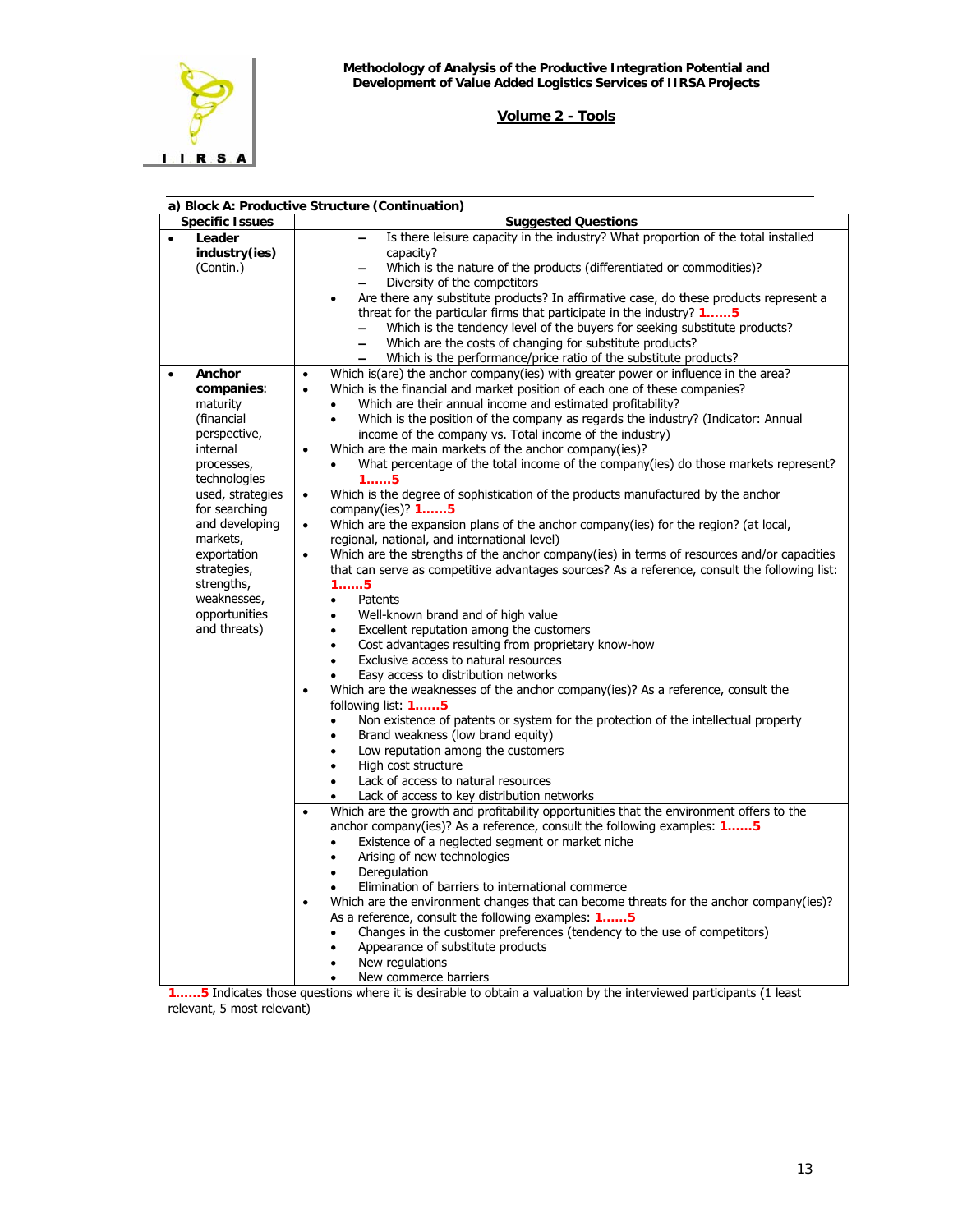a) Block A: Productive Structure (Continuation)

| Specific Issues | Suggested Questions |
|---|---|
| • **Leader industry(ies)** (Contin.) | – Is there leisure capacity in the industry? What proportion of the total installed capacity?<br>– Which is the nature of the products (differentiated or commodities)?<br>– Diversity of the competitors<br>• Are there any substitute products? In affirmative case, do these products represent a threat for the particular firms that participate in the industry? **1……5**<br>– Which is the tendency level of the buyers for seeking substitute products?<br>– Which are the costs of changing for substitute products?<br>– Which is the performance/price ratio of the substitute products? |
| • **Anchor companies**: maturity (financial perspective, internal processes, technologies used, strategies for searching and developing markets, exportation strategies, strengths, weaknesses, opportunities and threats) | • Which is(are) the anchor company(ies) with greater power or influence in the area?<br>• Which is the financial and market position of each one of these companies?<br>• Which are their annual income and estimated profitability?<br>• Which is the position of the company as regards the industry? (Indicator: Annual income of the company vs. Total income of the industry)<br>• Which are the main markets of the anchor company(ies)?<br>• What percentage of the total income of the company(ies) do those markets represent? **1……5**<br>• Which is the degree of sophistication of the products manufactured by the anchor company(ies)? **1……5**<br>• Which are the expansion plans of the anchor company(ies) for the region? (at local, regional, national, and international level)<br>• Which are the strengths of the anchor company(ies) in terms of resources and/or capacities that can serve as competitive advantages sources? As a reference, consult the following list: **1……5**<br>• Patents<br>• Well-known brand and of high value<br>• Excellent reputation among the customers<br>• Cost advantages resulting from proprietary know-how<br>• Exclusive access to natural resources<br>• Easy access to distribution networks<br>• Which are the weaknesses of the anchor company(ies)? As a reference, consult the following list: **1……5**<br>• Non existence of patents or system for the protection of the intellectual property<br>• Brand weakness (low brand equity)<br>• Low reputation among the customers<br>• High cost structure<br>• Lack of access to natural resources<br>• Lack of access to key distribution networks |
| | • Which are the growth and profitability opportunities that the environment offers to the anchor company(ies)? As a reference, consult the following examples: **1……5**<br>• Existence of a neglected segment or market niche<br>• Arising of new technologies<br>• Deregulation<br>• Elimination of barriers to international commerce<br>• Which are the environment changes that can become threats for the anchor company(ies)? As a reference, consult the following examples: **1……5**<br>• Changes in the customer preferences (tendency to the use of competitors)<br>• Appearance of substitute products<br>• New regulations<br>• New commerce barriers |

**1……5** Indicates those questions where it is desirable to obtain a valuation by the interviewed participants (1 least relevant, 5 most relevant)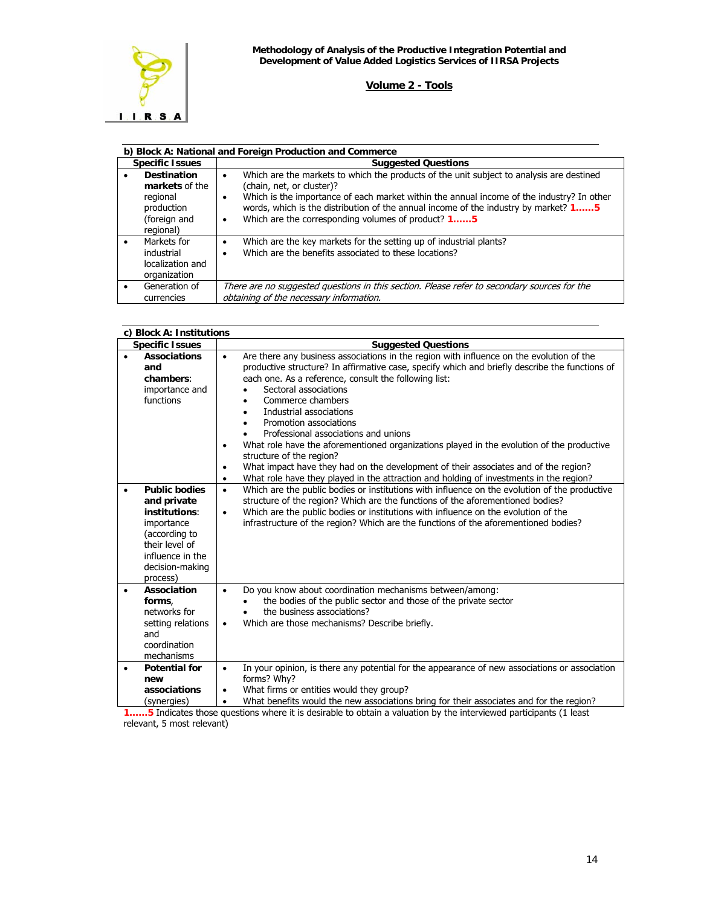**b) Block A: National and Foreign Production and Commerce**

| Specific Issues | Suggested Questions |
|---|---|
| • **Destination markets** of the regional production (foreign and regional) | • Which are the markets to which the products of the unit subject to analysis are destined (chain, net, or cluster)? <br> • Which is the importance of each market within the annual income of the industry? In other words, which is the distribution of the annual income of the industry by market? **1……5** <br> • Which are the corresponding volumes of product? **1……5** |
| • Markets for industrial localization and organization | • Which are the key markets for the setting up of industrial plants? <br> • Which are the benefits associated to these locations? |
| • Generation of currencies | *There are no suggested questions in this section. Please refer to secondary sources for the obtaining of the necessary information.* |

**c) Block A: Institutions**

| Specific Issues | Suggested Questions |
|---|---|
| • **Associations and chambers**: importance and functions | • Are there any business associations in the region with influence on the evolution of the productive structure? In affirmative case, specify which and briefly describe the functions of each one. As a reference, consult the following list: <br> &nbsp;&nbsp;• Sectoral associations <br> &nbsp;&nbsp;• Commerce chambers <br> &nbsp;&nbsp;• Industrial associations <br> &nbsp;&nbsp;• Promotion associations <br> &nbsp;&nbsp;• Professional associations and unions <br> • What role have the aforementioned organizations played in the evolution of the productive structure of the region? <br> • What impact have they had on the development of their associates and of the region? <br> • What role have they played in the attraction and holding of investments in the region? |
| • **Public bodies and private institutions**: importance (according to their level of influence in the decision-making process) | • Which are the public bodies or institutions with influence on the evolution of the productive structure of the region? Which are the functions of the aforementioned bodies? <br> • Which are the public bodies or institutions with influence on the evolution of the infrastructure of the region? Which are the functions of the aforementioned bodies? |
| • **Association forms**, networks for setting relations and coordination mechanisms | • Do you know about coordination mechanisms between/among: <br> &nbsp;&nbsp;• the bodies of the public sector and those of the private sector <br> &nbsp;&nbsp;• the business associations? <br> • Which are those mechanisms? Describe briefly. |
| • **Potential for new associations** (synergies) | • In your opinion, is there any potential for the appearance of new associations or association forms? Why? <br> • What firms or entities would they group? <br> • What benefits would the new associations bring for their associates and for the region? |

**1……5** Indicates those questions where it is desirable to obtain a valuation by the interviewed participants (1 least relevant, 5 most relevant)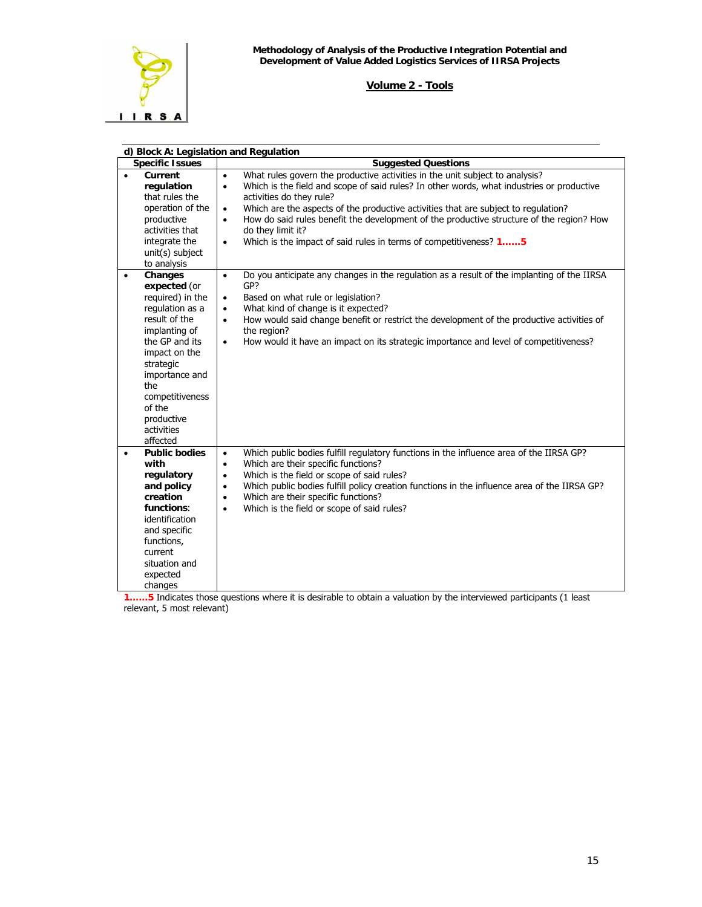**d) Block A: Legislation and Regulation**

| Specific Issues | Suggested Questions |
|---|---|
| • **Current regulation** that rules the operation of the productive activities that integrate the unit(s) subject to analysis | • What rules govern the productive activities in the unit subject to analysis?<br>• Which is the field and scope of said rules? In other words, what industries or productive activities do they rule?<br>• Which are the aspects of the productive activities that are subject to regulation?<br>• How do said rules benefit the development of the productive structure of the region? How do they limit it?<br>• Which is the impact of said rules in terms of competitiveness? **1……5** |
| • **Changes expected** (or required) in the regulation as a result of the implanting of the GP and its impact on the strategic importance and the competitiveness of the productive activities affected | • Do you anticipate any changes in the regulation as a result of the implanting of the IIRSA GP?<br>• Based on what rule or legislation?<br>• What kind of change is it expected?<br>• How would said change benefit or restrict the development of the productive activities of the region?<br>• How would it have an impact on its strategic importance and level of competitiveness? |
| • **Public bodies with regulatory and policy creation functions**: identification and specific functions, current situation and expected changes | • Which public bodies fulfill regulatory functions in the influence area of the IIRSA GP?<br>• Which are their specific functions?<br>• Which is the field or scope of said rules?<br>• Which public bodies fulfill policy creation functions in the influence area of the IIRSA GP?<br>• Which are their specific functions?<br>• Which is the field or scope of said rules? |

**1……5** Indicates those questions where it is desirable to obtain a valuation by the interviewed participants (1 least relevant, 5 most relevant)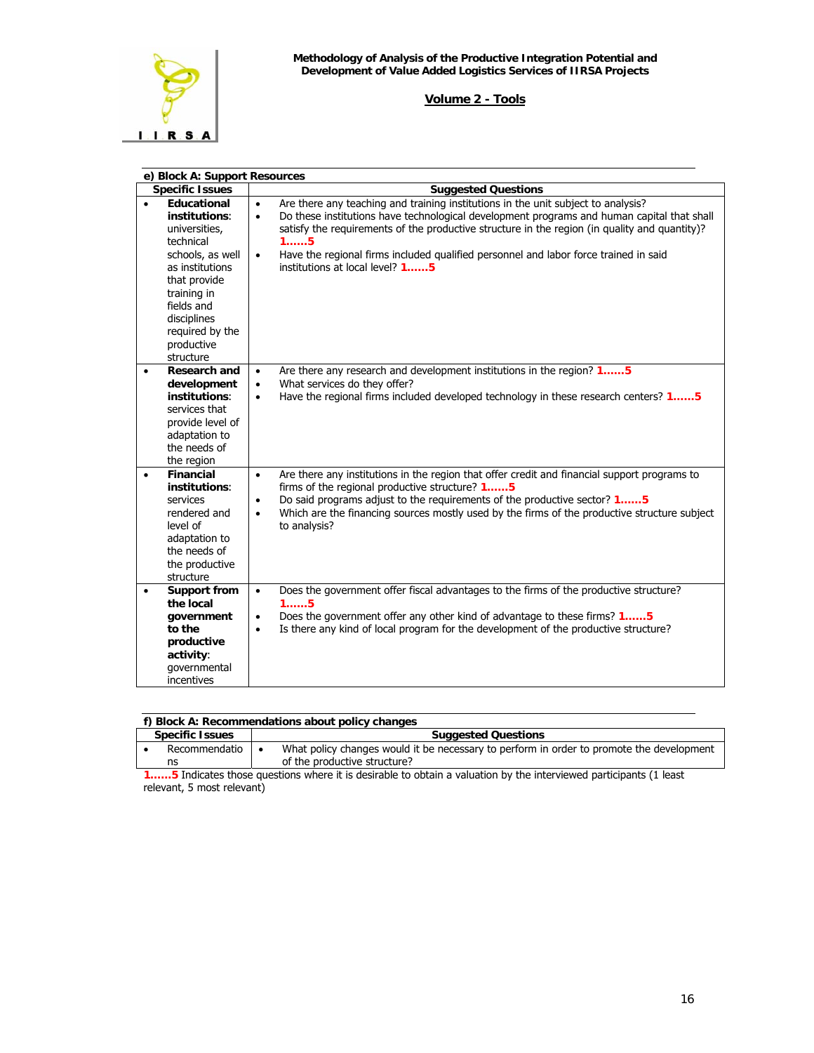**e) Block A: Support Resources**

| Specific Issues | Suggested Questions |
|---|---|
| • **Educational institutions**: universities, technical schools, as well as institutions that provide training in fields and disciplines required by the productive structure | • Are there any teaching and training institutions in the unit subject to analysis?<br>• Do these institutions have technological development programs and human capital that shall satisfy the requirements of the productive structure in the region (in quality and quantity)? **1……5**<br>• Have the regional firms included qualified personnel and labor force trained in said institutions at local level? **1……5** |
| • **Research and development institutions**: services that provide level of adaptation to the needs of the region | • Are there any research and development institutions in the region? **1……5**<br>• What services do they offer?<br>• Have the regional firms included developed technology in these research centers? **1……5** |
| • **Financial institutions**: services rendered and level of adaptation to the needs of the productive structure | • Are there any institutions in the region that offer credit and financial support programs to firms of the regional productive structure? **1……5**<br>• Do said programs adjust to the requirements of the productive sector? **1……5**<br>• Which are the financing sources mostly used by the firms of the productive structure subject to analysis? |
| • **Support from the local government to the productive activity**: governmental incentives | • Does the government offer fiscal advantages to the firms of the productive structure? **1……5**<br>• Does the government offer any other kind of advantage to these firms? **1……5**<br>• Is there any kind of local program for the development of the productive structure? |

**f) Block A: Recommendations about policy changes**

| Specific Issues | Suggested Questions |
|---|---|
| • Recommendations | • What policy changes would it be necessary to perform in order to promote the development of the productive structure? |

**1……5** Indicates those questions where it is desirable to obtain a valuation by the interviewed participants (1 least relevant, 5 most relevant)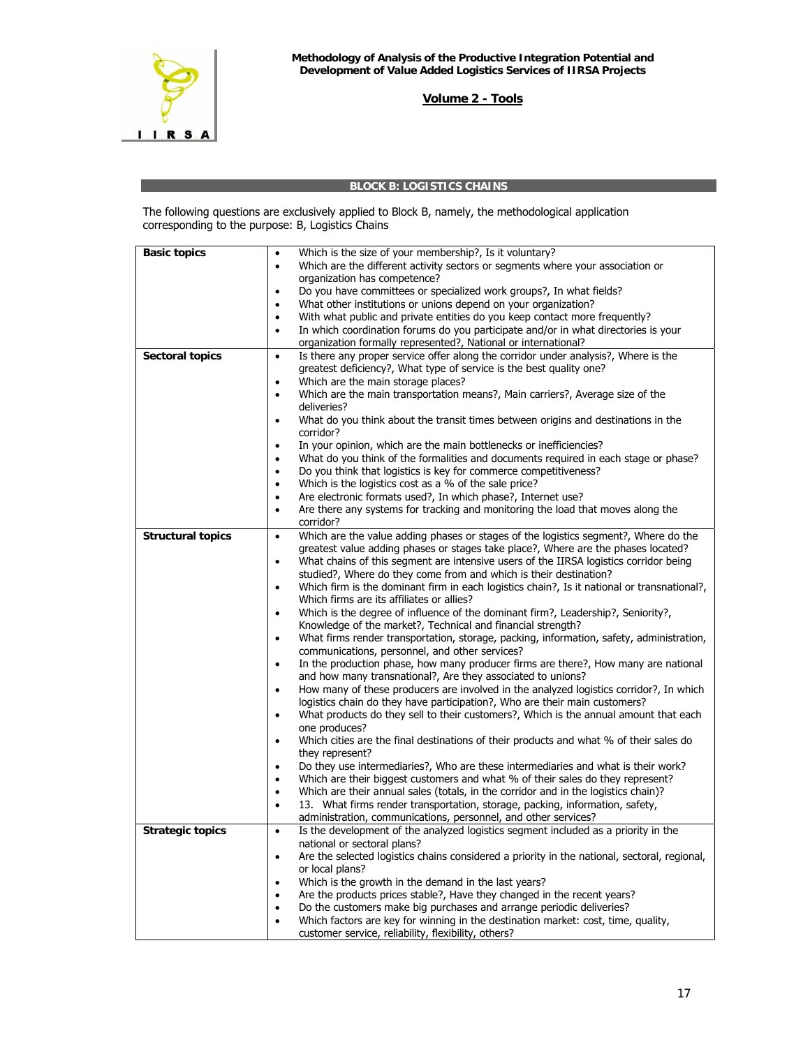## BLOCK B: LOGISTICS CHAINS

The following questions are exclusively applied to Block B, namely, the methodological application corresponding to the purpose: B, Logistics Chains

| | |
|---|---|
| **Basic topics** | • Which is the size of your membership?, Is it voluntary?<br>• Which are the different activity sectors or segments where your association or organization has competence?<br>• Do you have committees or specialized work groups?, In what fields?<br>• What other institutions or unions depend on your organization?<br>• With what public and private entities do you keep contact more frequently?<br>• In which coordination forums do you participate and/or in what directories is your organization formally represented?, National or international? |
| **Sectoral topics** | • Is there any proper service offer along the corridor under analysis?, Where is the greatest deficiency?, What type of service is the best quality one?<br>• Which are the main storage places?<br>• Which are the main transportation means?, Main carriers?, Average size of the deliveries?<br>• What do you think about the transit times between origins and destinations in the corridor?<br>• In your opinion, which are the main bottlenecks or inefficiencies?<br>• What do you think of the formalities and documents required in each stage or phase?<br>• Do you think that logistics is key for commerce competitiveness?<br>• Which is the logistics cost as a % of the sale price?<br>• Are electronic formats used?, In which phase?, Internet use?<br>• Are there any systems for tracking and monitoring the load that moves along the corridor? |
| **Structural topics** | • Which are the value adding phases or stages of the logistics segment?, Where do the greatest value adding phases or stages take place?, Where are the phases located?<br>• What chains of this segment are intensive users of the IIRSA logistics corridor being studied?, Where do they come from and which is their destination?<br>• Which firm is the dominant firm in each logistics chain?, Is it national or transnational?, Which firms are its affiliates or allies?<br>• Which is the degree of influence of the dominant firm?, Leadership?, Seniority?, Knowledge of the market?, Technical and financial strength?<br>• What firms render transportation, storage, packing, information, safety, administration, communications, personnel, and other services?<br>• In the production phase, how many producer firms are there?, How many are national and how many transnational?, Are they associated to unions?<br>• How many of these producers are involved in the analyzed logistics corridor?, In which logistics chain do they have participation?, Who are their main customers?<br>• What products do they sell to their customers?, Which is the annual amount that each one produces?<br>• Which cities are the final destinations of their products and what % of their sales do they represent?<br>• Do they use intermediaries?, Who are these intermediaries and what is their work?<br>• Which are their biggest customers and what % of their sales do they represent?<br>• Which are their annual sales (totals, in the corridor and in the logistics chain)?<br>• 13. What firms render transportation, storage, packing, information, safety, administration, communications, personnel, and other services? |
| **Strategic topics** | • Is the development of the analyzed logistics segment included as a priority in the national or sectoral plans?<br>• Are the selected logistics chains considered a priority in the national, sectoral, regional, or local plans?<br>• Which is the growth in the demand in the last years?<br>• Are the products prices stable?, Have they changed in the recent years?<br>• Do the customers make big purchases and arrange periodic deliveries?<br>• Which factors are key for winning in the destination market: cost, time, quality, customer service, reliability, flexibility, others? |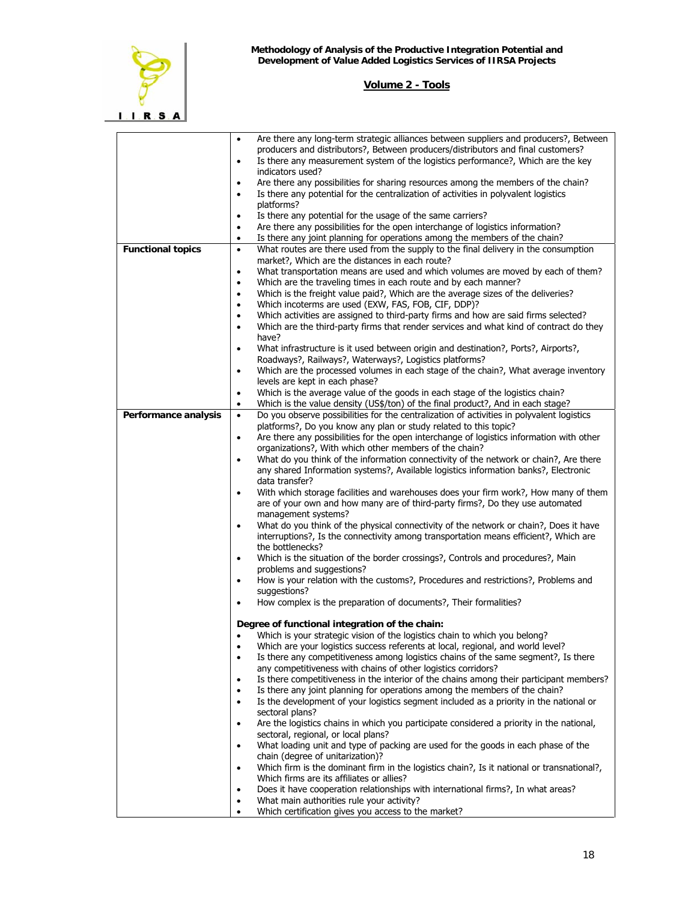| | |
|---|---|
| | • Are there any long-term strategic alliances between suppliers and producers?, Between producers and distributors?, Between producers/distributors and final customers?<br>• Is there any measurement system of the logistics performance?, Which are the key indicators used?<br>• Are there any possibilities for sharing resources among the members of the chain?<br>• Is there any potential for the centralization of activities in polyvalent logistics platforms?<br>• Is there any potential for the usage of the same carriers?<br>• Are there any possibilities for the open interchange of logistics information?<br>• Is there any joint planning for operations among the members of the chain? |
| **Functional topics** | • What routes are there used from the supply to the final delivery in the consumption market?, Which are the distances in each route?<br>• What transportation means are used and which volumes are moved by each of them?<br>• Which are the traveling times in each route and by each manner?<br>• Which is the freight value paid?, Which are the average sizes of the deliveries?<br>• Which incoterms are used (EXW, FAS, FOB, CIF, DDP)?<br>• Which activities are assigned to third-party firms and how are said firms selected?<br>• Which are the third-party firms that render services and what kind of contract do they have?<br>• What infrastructure is it used between origin and destination?, Ports?, Airports?, Roadways?, Railways?, Waterways?, Logistics platforms?<br>• Which are the processed volumes in each stage of the chain?, What average inventory levels are kept in each phase?<br>• Which is the average value of the goods in each stage of the logistics chain?<br>• Which is the value density (US$/ton) of the final product?, And in each stage? |
| **Performance analysis** | • Do you observe possibilities for the centralization of activities in polyvalent logistics platforms?, Do you know any plan or study related to this topic?<br>• Are there any possibilities for the open interchange of logistics information with other organizations?, With which other members of the chain?<br>• What do you think of the information connectivity of the network or chain?, Are there any shared Information systems?, Available logistics information banks?, Electronic data transfer?<br>• With which storage facilities and warehouses does your firm work?, How many of them are of your own and how many are of third-party firms?, Do they use automated management systems?<br>• What do you think of the physical connectivity of the network or chain?, Does it have interruptions?, Is the connectivity among transportation means efficient?, Which are the bottlenecks?<br>• Which is the situation of the border crossings?, Controls and procedures?, Main problems and suggestions?<br>• How is your relation with the customs?, Procedures and restrictions?, Problems and suggestions?<br>• How complex is the preparation of documents?, Their formalities?<br><br>**Degree of functional integration of the chain:**<br>• Which is your strategic vision of the logistics chain to which you belong?<br>• Which are your logistics success referents at local, regional, and world level?<br>• Is there any competitiveness among logistics chains of the same segment?, Is there any competitiveness with chains of other logistics corridors?<br>• Is there competitiveness in the interior of the chains among their participant members?<br>• Is there any joint planning for operations among the members of the chain?<br>• Is the development of your logistics segment included as a priority in the national or sectoral plans?<br>• Are the logistics chains in which you participate considered a priority in the national, sectoral, regional, or local plans?<br>• What loading unit and type of packing are used for the goods in each phase of the chain (degree of unitarization)?<br>• Which firm is the dominant firm in the logistics chain?, Is it national or transnational?, Which firms are its affiliates or allies?<br>• Does it have cooperation relationships with international firms?, In what areas?<br>• What main authorities rule your activity?<br>• Which certification gives you access to the market? |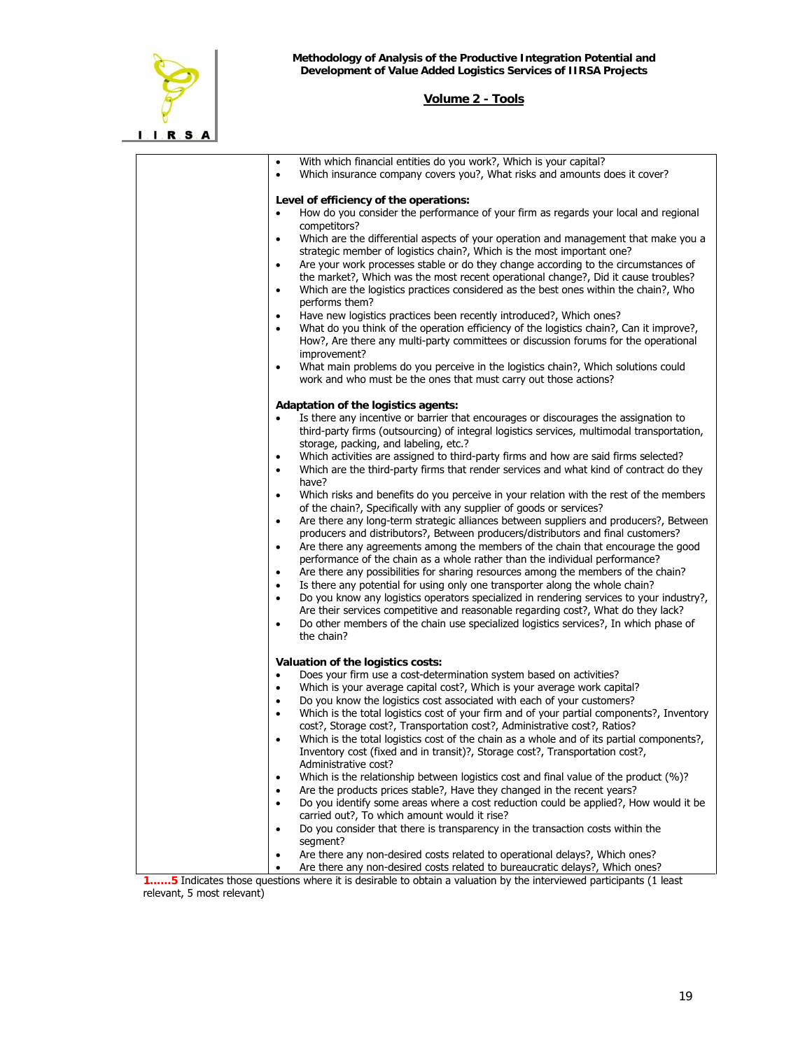| | |
|---|---|
| | • With which financial entities do you work?, Which is your capital?<br>• Which insurance company covers you?, What risks and amounts does it cover?<br><br>**Level of efficiency of the operations:**<br>• How do you consider the performance of your firm as regards your local and regional competitors?<br>• Which are the differential aspects of your operation and management that make you a strategic member of logistics chain?, Which is the most important one?<br>• Are your work processes stable or do they change according to the circumstances of the market?, Which was the most recent operational change?, Did it cause troubles?<br>• Which are the logistics practices considered as the best ones within the chain?, Who performs them?<br>• Have new logistics practices been recently introduced?, Which ones?<br>• What do you think of the operation efficiency of the logistics chain?, Can it improve?, How?, Are there any multi-party committees or discussion forums for the operational improvement?<br>• What main problems do you perceive in the logistics chain?, Which solutions could work and who must be the ones that must carry out those actions?<br><br>**Adaptation of the logistics agents:**<br>• Is there any incentive or barrier that encourages or discourages the assignation to third-party firms (outsourcing) of integral logistics services, multimodal transportation, storage, packing, and labeling, etc.?<br>• Which activities are assigned to third-party firms and how are said firms selected?<br>• Which are the third-party firms that render services and what kind of contract do they have?<br>• Which risks and benefits do you perceive in your relation with the rest of the members of the chain?, Specifically with any supplier of goods or services?<br>• Are there any long-term strategic alliances between suppliers and producers?, Between producers and distributors?, Between producers/distributors and final customers?<br>• Are there any agreements among the members of the chain that encourage the good performance of the chain as a whole rather than the individual performance?<br>• Are there any possibilities for sharing resources among the members of the chain?<br>• Is there any potential for using only one transporter along the whole chain?<br>• Do you know any logistics operators specialized in rendering services to your industry?, Are their services competitive and reasonable regarding cost?, What do they lack?<br>• Do other members of the chain use specialized logistics services?, In which phase of the chain?<br><br>**Valuation of the logistics costs:**<br>• Does your firm use a cost-determination system based on activities?<br>• Which is your average capital cost?, Which is your average work capital?<br>• Do you know the logistics cost associated with each of your customers?<br>• Which is the total logistics cost of your firm and of your partial components?, Inventory cost?, Storage cost?, Transportation cost?, Administrative cost?, Ratios?<br>• Which is the total logistics cost of the chain as a whole and of its partial components?, Inventory cost (fixed and in transit)?, Storage cost?, Transportation cost?, Administrative cost?<br>• Which is the relationship between logistics cost and final value of the product (%)?<br>• Are the products prices stable?, Have they changed in the recent years?<br>• Do you identify some areas where a cost reduction could be applied?, How would it be carried out?, To which amount would it rise?<br>• Do you consider that there is transparency in the transaction costs within the segment?<br>• Are there any non-desired costs related to operational delays?, Which ones?<br>• Are there any non-desired costs related to bureaucratic delays?, Which ones? |

**1……5** Indicates those questions where it is desirable to obtain a valuation by the interviewed participants (1 least relevant, 5 most relevant)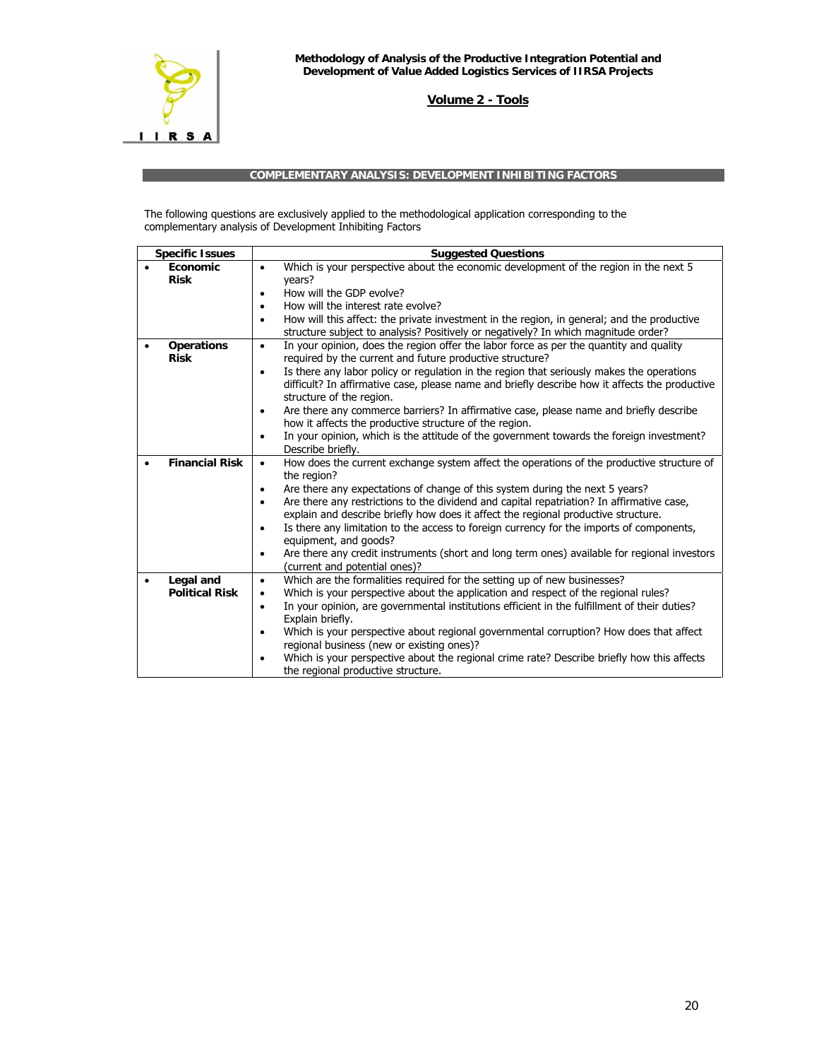## COMPLEMENTARY ANALYSIS: DEVELOPMENT INHIBITING FACTORS

The following questions are exclusively applied to the methodological application corresponding to the complementary analysis of Development Inhibiting Factors

| Specific Issues | Suggested Questions |
|---|---|
| • **Economic Risk** | • Which is your perspective about the economic development of the region in the next 5 years?<br>• How will the GDP evolve?<br>• How will the interest rate evolve?<br>• How will this affect: the private investment in the region, in general; and the productive structure subject to analysis? Positively or negatively? In which magnitude order? |
| • **Operations Risk** | • In your opinion, does the region offer the labor force as per the quantity and quality required by the current and future productive structure?<br>• Is there any labor policy or regulation in the region that seriously makes the operations difficult? In affirmative case, please name and briefly describe how it affects the productive structure of the region.<br>• Are there any commerce barriers? In affirmative case, please name and briefly describe how it affects the productive structure of the region.<br>• In your opinion, which is the attitude of the government towards the foreign investment? Describe briefly. |
| • **Financial Risk** | • How does the current exchange system affect the operations of the productive structure of the region?<br>• Are there any expectations of change of this system during the next 5 years?<br>• Are there any restrictions to the dividend and capital repatriation? In affirmative case, explain and describe briefly how does it affect the regional productive structure.<br>• Is there any limitation to the access to foreign currency for the imports of components, equipment, and goods?<br>• Are there any credit instruments (short and long term ones) available for regional investors (current and potential ones)? |
| • **Legal and Political Risk** | • Which are the formalities required for the setting up of new businesses?<br>• Which is your perspective about the application and respect of the regional rules?<br>• In your opinion, are governmental institutions efficient in the fulfillment of their duties? Explain briefly.<br>• Which is your perspective about regional governmental corruption? How does that affect regional business (new or existing ones)?<br>• Which is your perspective about the regional crime rate? Describe briefly how this affects the regional productive structure. |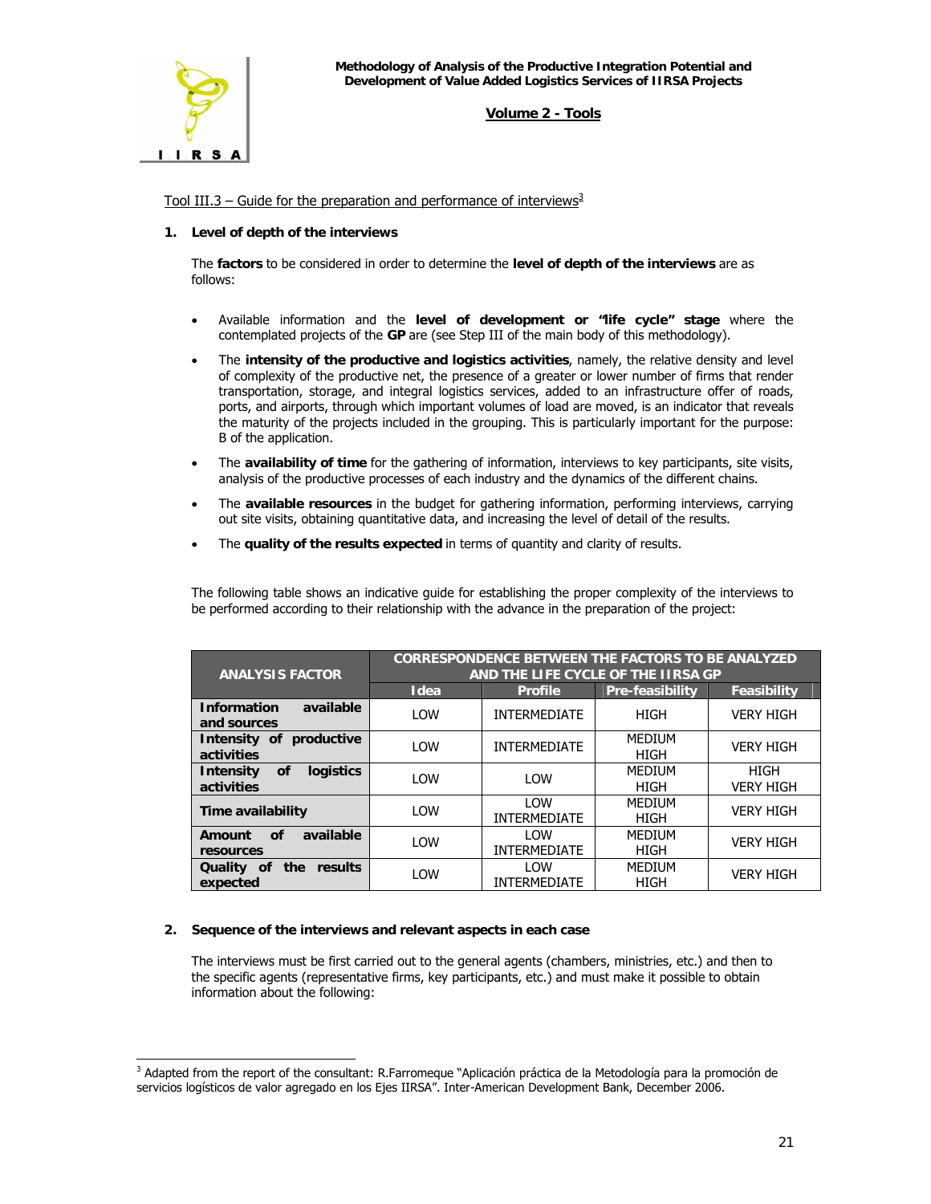Tool III.3 – Guide for the preparation and performance of interviews[3]

**1. Level of depth of the interviews**

The **factors** to be considered in order to determine the **level of depth of the interviews** are as follows:

- Available information and the **level of development or "life cycle" stage** where the contemplated projects of the **GP** are (see Step III of the main body of this methodology).
- The **intensity of the productive and logistics activities**, namely, the relative density and level of complexity of the productive net, the presence of a greater or lower number of firms that render transportation, storage, and integral logistics services, added to an infrastructure offer of roads, ports, and airports, through which important volumes of load are moved, is an indicator that reveals the maturity of the projects included in the grouping. This is particularly important for the purpose: B of the application.
- The **availability of time** for the gathering of information, interviews to key participants, site visits, analysis of the productive processes of each industry and the dynamics of the different chains.
- The **available resources** in the budget for gathering information, performing interviews, carrying out site visits, obtaining quantitative data, and increasing the level of detail of the results.
- The **quality of the results expected** in terms of quantity and clarity of results.

The following table shows an indicative guide for establishing the proper complexity of the interviews to be performed according to their relationship with the advance in the preparation of the project:

| ANALYSIS FACTOR | CORRESPONDENCE BETWEEN THE FACTORS TO BE ANALYZED AND THE LIFE CYCLE OF THE IIRSA GP | | | |
|---|---|---|---|---|
| | Idea | Profile | Pre-feasibility | Feasibility |
| **Information available and sources** | LOW | INTERMEDIATE | HIGH | VERY HIGH |
| **Intensity of productive activities** | LOW | INTERMEDIATE | MEDIUM HIGH | VERY HIGH |
| **Intensity of logistics activities** | LOW | LOW | MEDIUM HIGH | HIGH VERY HIGH |
| **Time availability** | LOW | LOW INTERMEDIATE | MEDIUM HIGH | VERY HIGH |
| **Amount of available resources** | LOW | LOW INTERMEDIATE | MEDIUM HIGH | VERY HIGH |
| **Quality of the results expected** | LOW | LOW INTERMEDIATE | MEDIUM HIGH | VERY HIGH |

**2. Sequence of the interviews and relevant aspects in each case**

The interviews must be first carried out to the general agents (chambers, ministries, etc.) and then to the specific agents (representative firms, key participants, etc.) and must make it possible to obtain information about the following:

[3] Adapted from the report of the consultant: R.Farromeque "Aplicación práctica de la Metodología para la promoción de servicios logísticos de valor agregado en los Ejes IIRSA". Inter-American Development Bank, December 2006.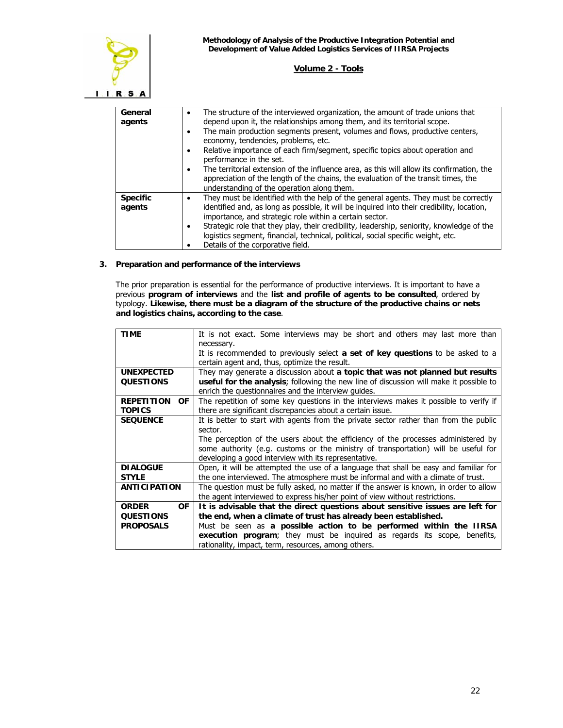| | |
|---|---|
| **General agents** | • The structure of the interviewed organization, the amount of trade unions that depend upon it, the relationships among them, and its territorial scope.<br>• The main production segments present, volumes and flows, productive centers, economy, tendencies, problems, etc.<br>• Relative importance of each firm/segment, specific topics about operation and performance in the set.<br>• The territorial extension of the influence area, as this will allow its confirmation, the appreciation of the length of the chains, the evaluation of the transit times, the understanding of the operation along them. |
| **Specific agents** | • They must be identified with the help of the general agents. They must be correctly identified and, as long as possible, it will be inquired into their credibility, location, importance, and strategic role within a certain sector.<br>• Strategic role that they play, their credibility, leadership, seniority, knowledge of the logistics segment, financial, technical, political, social specific weight, etc.<br>• Details of the corporative field. |

### 3. Preparation and performance of the interviews

The prior preparation is essential for the performance of productive interviews. It is important to have a previous **program of interviews** and the **list and profile of agents to be consulted**, ordered by typology. **Likewise, there must be a diagram of the structure of the productive chains or nets and logistics chains, according to the case**.

| | |
|---|---|
| **TIME** | It is not exact. Some interviews may be short and others may last more than necessary.<br>It is recommended to previously select **a set of key questions** to be asked to a certain agent and, thus, optimize the result. |
| **UNEXPECTED QUESTIONS** | They may generate a discussion about **a topic that was not planned but results useful for the analysis**; following the new line of discussion will make it possible to enrich the questionnaires and the interview guides. |
| **REPETITION OF TOPICS** | The repetition of some key questions in the interviews makes it possible to verify if there are significant discrepancies about a certain issue. |
| **SEQUENCE** | It is better to start with agents from the private sector rather than from the public sector.<br>The perception of the users about the efficiency of the processes administered by some authority (e.g. customs or the ministry of transportation) will be useful for developing a good interview with its representative. |
| **DIALOGUE STYLE** | Open, it will be attempted the use of a language that shall be easy and familiar for the one interviewed. The atmosphere must be informal and with a climate of trust. |
| **ANTICIPATION** | The question must be fully asked, no matter if the answer is known, in order to allow the agent interviewed to express his/her point of view without restrictions. |
| **ORDER OF QUESTIONS** | **It is advisable that the direct questions about sensitive issues are left for the end, when a climate of trust has already been established.** |
| **PROPOSALS** | Must be seen as **a possible action to be performed within the IIRSA execution program**; they must be inquired as regards its scope, benefits, rationality, impact, term, resources, among others. |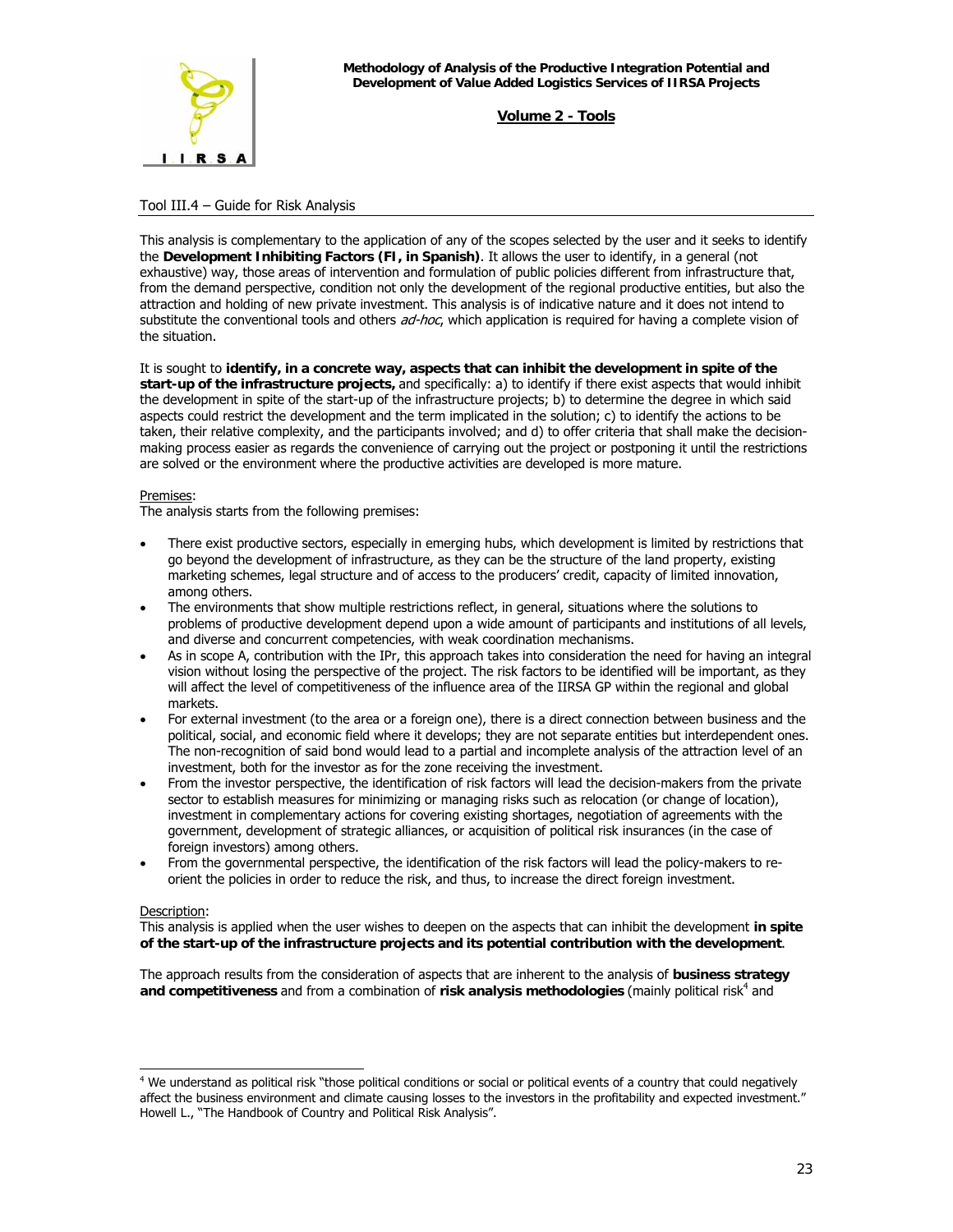Tool III.4 – Guide for Risk Analysis

This analysis is complementary to the application of any of the scopes selected by the user and it seeks to identify the **Development Inhibiting Factors (FI, in Spanish)**. It allows the user to identify, in a general (not exhaustive) way, those areas of intervention and formulation of public policies different from infrastructure that, from the demand perspective, condition not only the development of the regional productive entities, but also the attraction and holding of new private investment. This analysis is of indicative nature and it does not intend to substitute the conventional tools and others *ad-hoc*, which application is required for having a complete vision of the situation.

It is sought to **identify, in a concrete way, aspects that can inhibit the development in spite of the start-up of the infrastructure projects,** and specifically: a) to identify if there exist aspects that would inhibit the development in spite of the start-up of the infrastructure projects; b) to determine the degree in which said aspects could restrict the development and the term implicated in the solution; c) to identify the actions to be taken, their relative complexity, and the participants involved; and d) to offer criteria that shall make the decision-making process easier as regards the convenience of carrying out the project or postponing it until the restrictions are solved or the environment where the productive activities are developed is more mature.

Premises:

The analysis starts from the following premises:

- There exist productive sectors, especially in emerging hubs, which development is limited by restrictions that go beyond the development of infrastructure, as they can be the structure of the land property, existing marketing schemes, legal structure and of access to the producers' credit, capacity of limited innovation, among others.
- The environments that show multiple restrictions reflect, in general, situations where the solutions to problems of productive development depend upon a wide amount of participants and institutions of all levels, and diverse and concurrent competencies, with weak coordination mechanisms.
- As in scope A, contribution with the IPr, this approach takes into consideration the need for having an integral vision without losing the perspective of the project. The risk factors to be identified will be important, as they will affect the level of competitiveness of the influence area of the IIRSA GP within the regional and global markets.
- For external investment (to the area or a foreign one), there is a direct connection between business and the political, social, and economic field where it develops; they are not separate entities but interdependent ones. The non-recognition of said bond would lead to a partial and incomplete analysis of the attraction level of an investment, both for the investor as for the zone receiving the investment.
- From the investor perspective, the identification of risk factors will lead the decision-makers from the private sector to establish measures for minimizing or managing risks such as relocation (or change of location), investment in complementary actions for covering existing shortages, negotiation of agreements with the government, development of strategic alliances, or acquisition of political risk insurances (in the case of foreign investors) among others.
- From the governmental perspective, the identification of the risk factors will lead the policy-makers to re-orient the policies in order to reduce the risk, and thus, to increase the direct foreign investment.

Description:

This analysis is applied when the user wishes to deepen on the aspects that can inhibit the development **in spite of the start-up of the infrastructure projects and its potential contribution with the development**.

The approach results from the consideration of aspects that are inherent to the analysis of **business strategy and competitiveness** and from a combination of **risk analysis methodologies** (mainly political risk[4] and

[4] We understand as political risk "those political conditions or social or political events of a country that could negatively affect the business environment and climate causing losses to the investors in the profitability and expected investment." Howell L., "The Handbook of Country and Political Risk Analysis".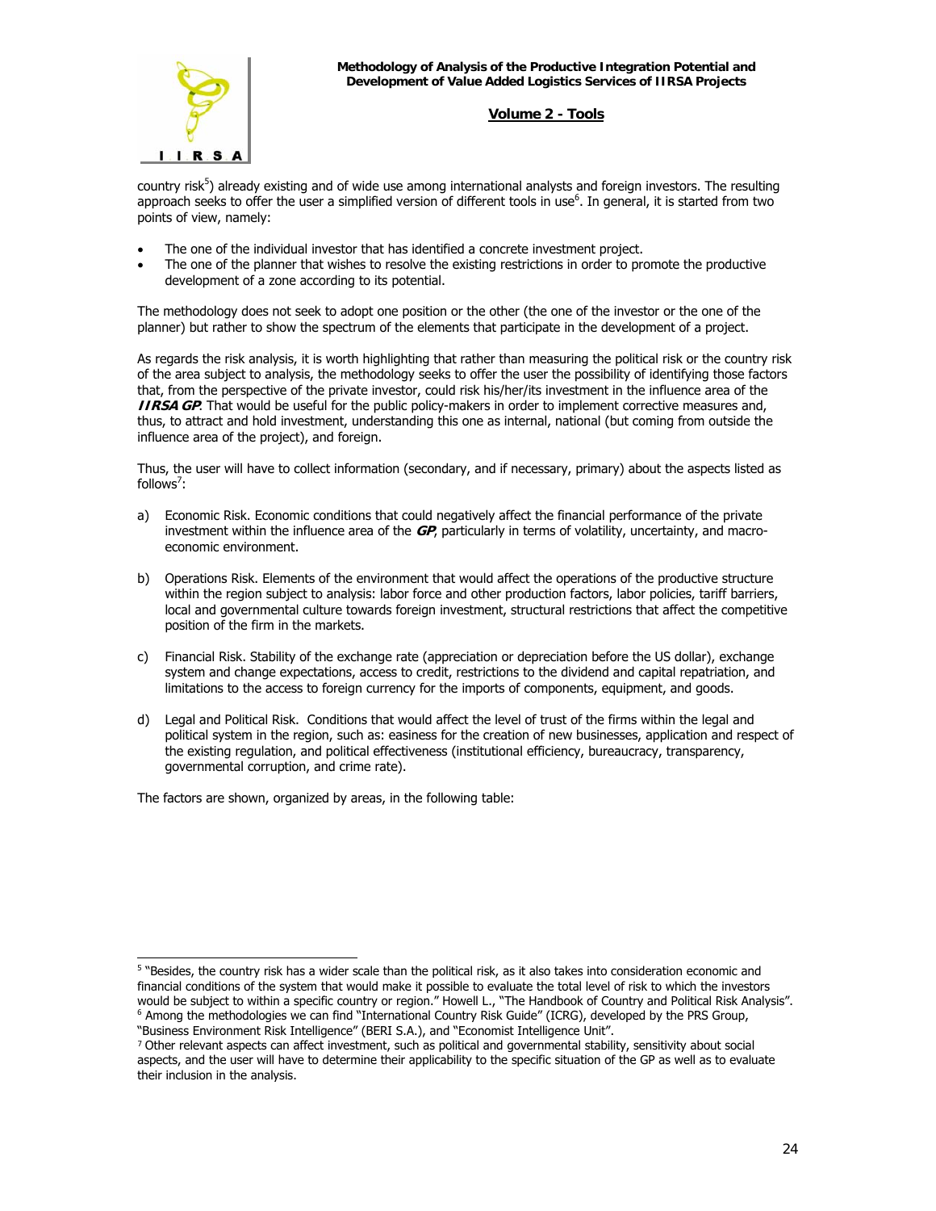country risk[5]) already existing and of wide use among international analysts and foreign investors. The resulting approach seeks to offer the user a simplified version of different tools in use[6]. In general, it is started from two points of view, namely:

- The one of the individual investor that has identified a concrete investment project.
- The one of the planner that wishes to resolve the existing restrictions in order to promote the productive development of a zone according to its potential.

The methodology does not seek to adopt one position or the other (the one of the investor or the one of the planner) but rather to show the spectrum of the elements that participate in the development of a project.

As regards the risk analysis, it is worth highlighting that rather than measuring the political risk or the country risk of the area subject to analysis, the methodology seeks to offer the user the possibility of identifying those factors that, from the perspective of the private investor, could risk his/her/its investment in the influence area of the ***IIRSA GP***. That would be useful for the public policy-makers in order to implement corrective measures and, thus, to attract and hold investment, understanding this one as internal, national (but coming from outside the influence area of the project), and foreign.

Thus, the user will have to collect information (secondary, and if necessary, primary) about the aspects listed as follows[7]:

a) Economic Risk. Economic conditions that could negatively affect the financial performance of the private investment within the influence area of the ***GP***, particularly in terms of volatility, uncertainty, and macro-economic environment.

b) Operations Risk. Elements of the environment that would affect the operations of the productive structure within the region subject to analysis: labor force and other production factors, labor policies, tariff barriers, local and governmental culture towards foreign investment, structural restrictions that affect the competitive position of the firm in the markets.

c) Financial Risk. Stability of the exchange rate (appreciation or depreciation before the US dollar), exchange system and change expectations, access to credit, restrictions to the dividend and capital repatriation, and limitations to the access to foreign currency for the imports of components, equipment, and goods.

d) Legal and Political Risk. Conditions that would affect the level of trust of the firms within the legal and political system in the region, such as: easiness for the creation of new businesses, application and respect of the existing regulation, and political effectiveness (institutional efficiency, bureaucracy, transparency, governmental corruption, and crime rate).

The factors are shown, organized by areas, in the following table:

---

[5] "Besides, the country risk has a wider scale than the political risk, as it also takes into consideration economic and financial conditions of the system that would make it possible to evaluate the total level of risk to which the investors would be subject to within a specific country or region." Howell L., "The Handbook of Country and Political Risk Analysis".

[6] Among the methodologies we can find "International Country Risk Guide" (ICRG), developed by the PRS Group, "Business Environment Risk Intelligence" (BERI S.A.), and "Economist Intelligence Unit".

[7] Other relevant aspects can affect investment, such as political and governmental stability, sensitivity about social aspects, and the user will have to determine their applicability to the specific situation of the GP as well as to evaluate their inclusion in the analysis.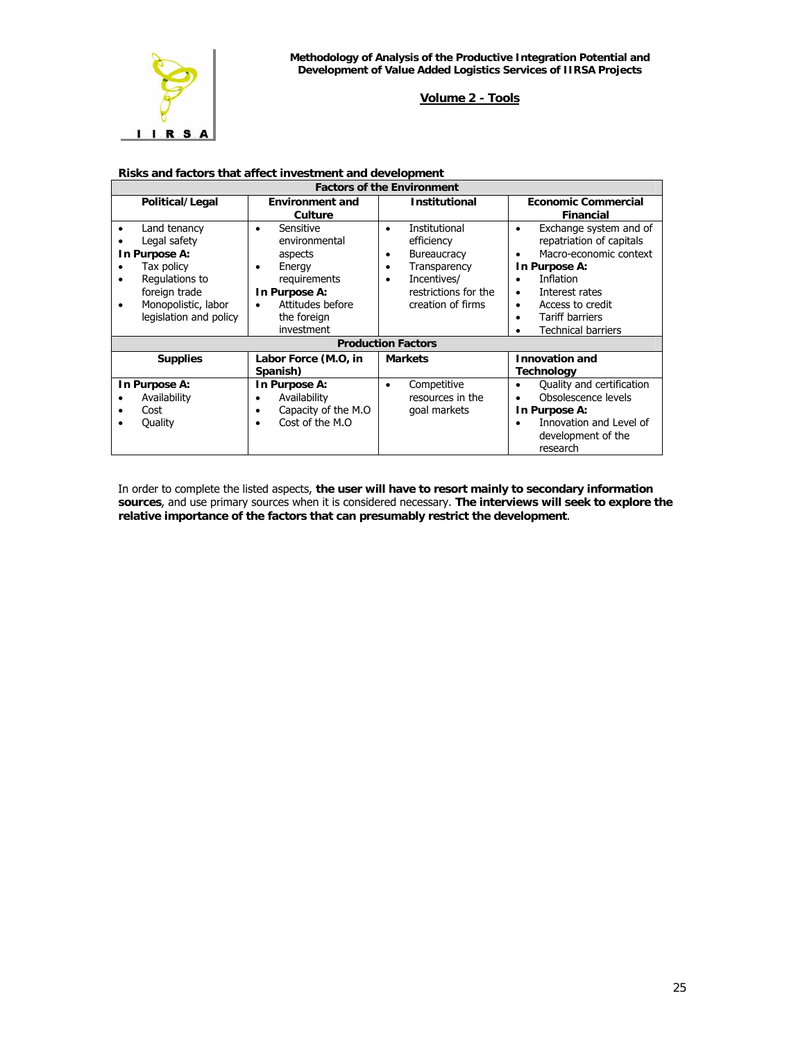**Risks and factors that affect investment and development**

| Factors of the Environment | | | |
|---|---|---|---|
| **Political/Legal** | **Environment and Culture** | **Institutional** | **Economic Commercial Financial** |
| • Land tenancy<br>• Legal safety<br>**In Purpose A:**<br>• Tax policy<br>• Regulations to foreign trade<br>• Monopolistic, labor legislation and policy | • Sensitive environmental aspects<br>• Energy requirements<br>**In Purpose A:**<br>• Attitudes before the foreign investment | • Institutional efficiency<br>• Bureaucracy<br>• Transparency<br>• Incentives/ restrictions for the creation of firms | • Exchange system and of repatriation of capitals<br>• Macro-economic context<br>**In Purpose A:**<br>• Inflation<br>• Interest rates<br>• Access to credit<br>• Tariff barriers<br>• Technical barriers |
| **Production Factors** | | | |
| **Supplies** | **Labor Force (M.O, in Spanish)** | **Markets** | **Innovation and Technology** |
| **In Purpose A:**<br>• Availability<br>• Cost<br>• Quality | **In Purpose A:**<br>• Availability<br>• Capacity of the M.O<br>• Cost of the M.O | • Competitive resources in the goal markets | • Quality and certification<br>• Obsolescence levels<br>**In Purpose A:**<br>• Innovation and Level of development of the research |

In order to complete the listed aspects, **the user will have to resort mainly to secondary information sources**, and use primary sources when it is considered necessary. **The interviews will seek to explore the relative importance of the factors that can presumably restrict the development**.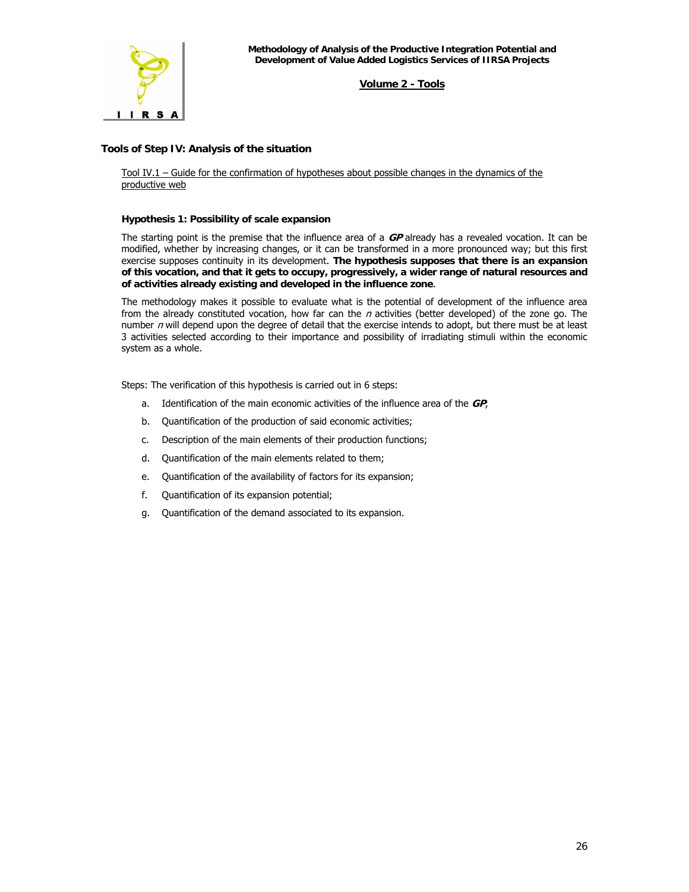## Tools of Step IV: Analysis of the situation

Tool IV.1 – Guide for the confirmation of hypotheses about possible changes in the dynamics of the productive web

### Hypothesis 1: Possibility of scale expansion

The starting point is the premise that the influence area of a ***GP*** already has a revealed vocation. It can be modified, whether by increasing changes, or it can be transformed in a more pronounced way; but this first exercise supposes continuity in its development. **The hypothesis supposes that there is an expansion of this vocation, and that it gets to occupy, progressively, a wider range of natural resources and of activities already existing and developed in the influence zone**.

The methodology makes it possible to evaluate what is the potential of development of the influence area from the already constituted vocation, how far can the *n* activities (better developed) of the zone go. The number *n* will depend upon the degree of detail that the exercise intends to adopt, but there must be at least 3 activities selected according to their importance and possibility of irradiating stimuli within the economic system as a whole.

Steps: The verification of this hypothesis is carried out in 6 steps:

a. Identification of the main economic activities of the influence area of the ***GP***;

b. Quantification of the production of said economic activities;

c. Description of the main elements of their production functions;

d. Quantification of the main elements related to them;

e. Quantification of the availability of factors for its expansion;

f. Quantification of its expansion potential;

g. Quantification of the demand associated to its expansion.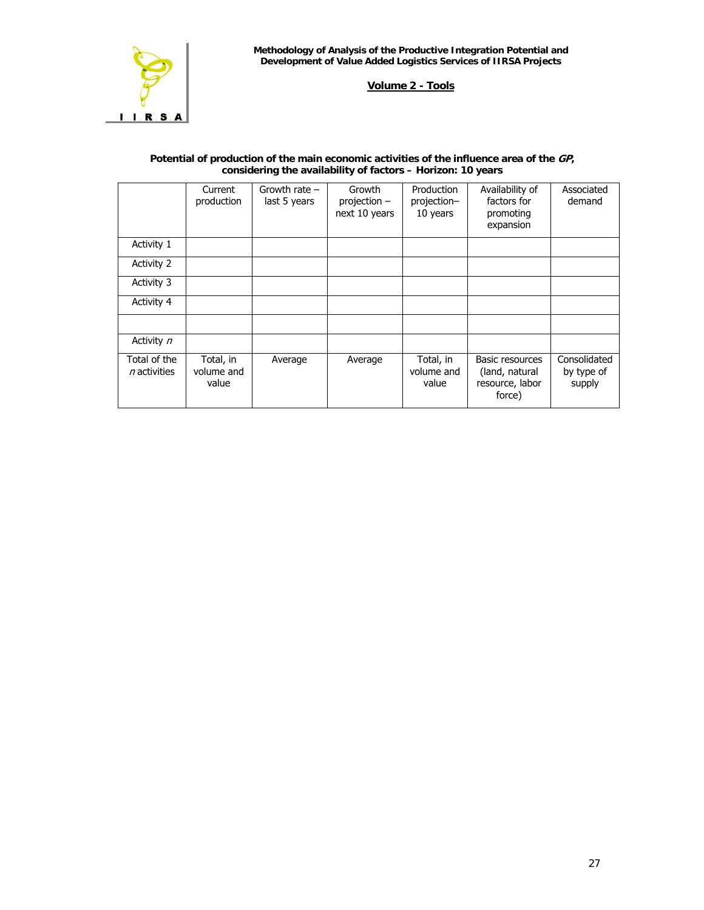**Potential of production of the main economic activities of the influence area of the *GP*, considering the availability of factors – Horizon: 10 years**

| | Current production | Growth rate – last 5 years | Growth projection – next 10 years | Production projection– 10 years | Availability of factors for promoting expansion | Associated demand |
|---|---|---|---|---|---|---|
| Activity 1 | | | | | | |
| Activity 2 | | | | | | |
| Activity 3 | | | | | | |
| Activity 4 | | | | | | |
| | | | | | | |
| Activity *n* | | | | | | |
| Total of the *n* activities | Total, in volume and value | Average | Average | Total, in volume and value | Basic resources (land, natural resource, labor force) | Consolidated by type of supply |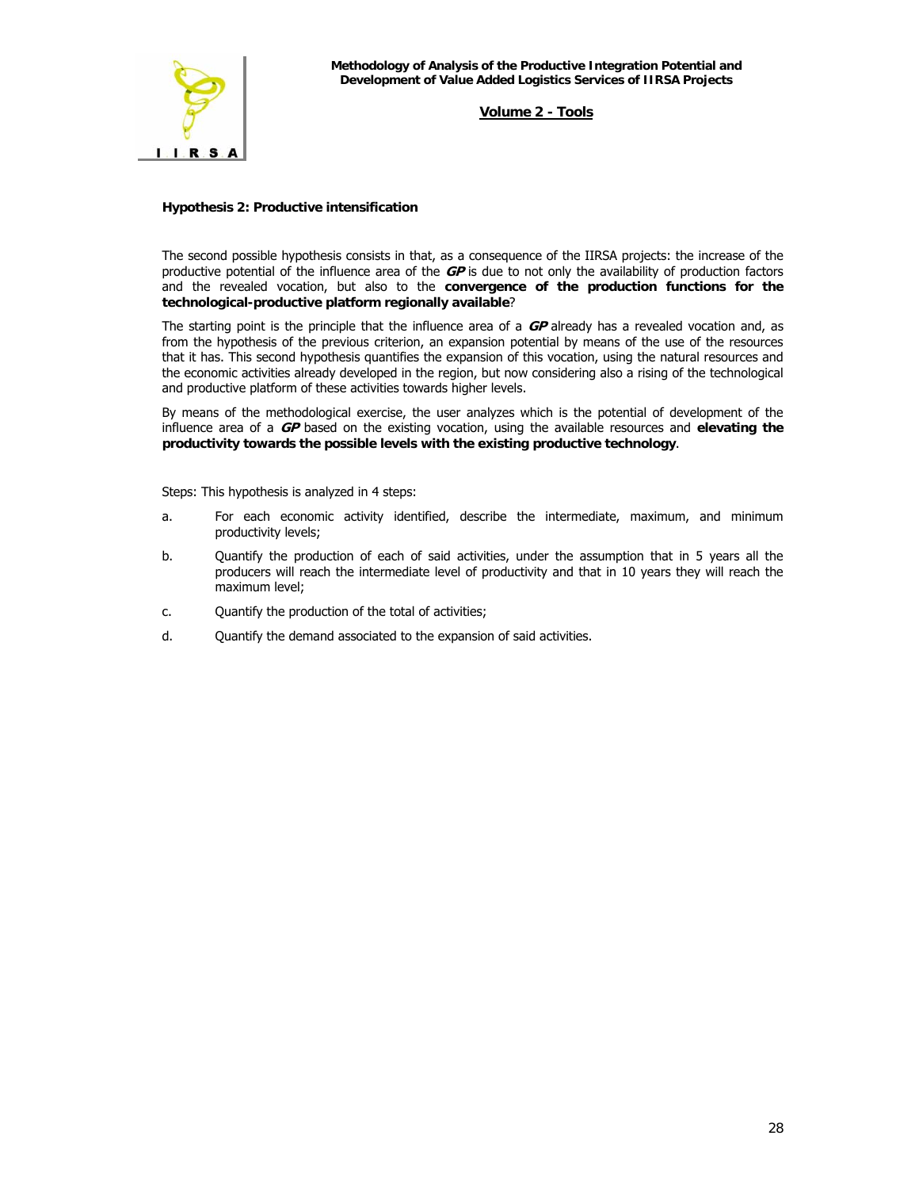**Hypothesis 2: Productive intensification**

The second possible hypothesis consists in that, as a consequence of the IIRSA projects: the increase of the productive potential of the influence area of the ***GP*** is due to not only the availability of production factors and the revealed vocation, but also to the **convergence of the production functions for the technological-productive platform regionally available**?

The starting point is the principle that the influence area of a ***GP*** already has a revealed vocation and, as from the hypothesis of the previous criterion, an expansion potential by means of the use of the resources that it has. This second hypothesis quantifies the expansion of this vocation, using the natural resources and the economic activities already developed in the region, but now considering also a rising of the technological and productive platform of these activities towards higher levels.

By means of the methodological exercise, the user analyzes which is the potential of development of the influence area of a ***GP*** based on the existing vocation, using the available resources and **elevating the productivity towards the possible levels with the existing productive technology**.

Steps: This hypothesis is analyzed in 4 steps:

a. For each economic activity identified, describe the intermediate, maximum, and minimum productivity levels;

b. Quantify the production of each of said activities, under the assumption that in 5 years all the producers will reach the intermediate level of productivity and that in 10 years they will reach the maximum level;

c. Quantify the production of the total of activities;

d. Quantify the demand associated to the expansion of said activities.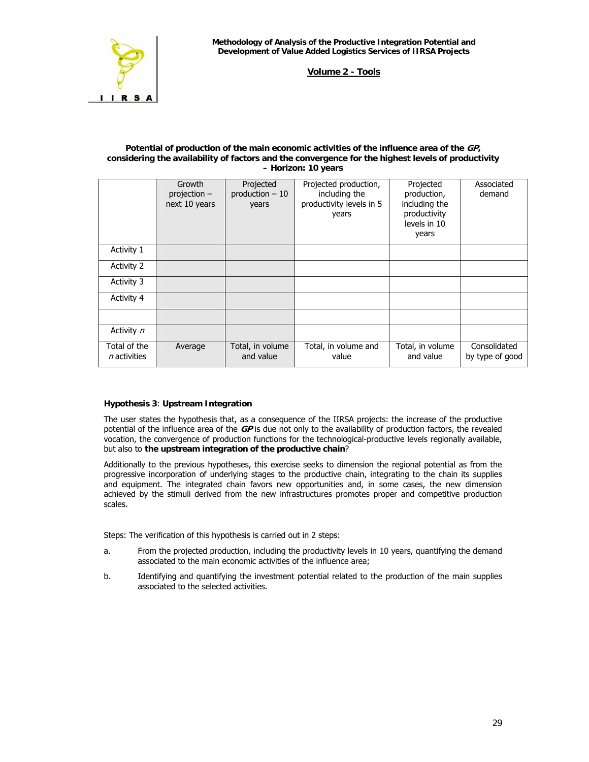**Potential of production of the main economic activities of the influence area of the *GP*, considering the availability of factors and the convergence for the highest levels of productivity – Horizon: 10 years**

| | Growth projection – next 10 years | Projected production – 10 years | Projected production, including the productivity levels in 5 years | Projected production, including the productivity levels in 10 years | Associated demand |
|---|---|---|---|---|---|
| Activity 1 | | | | | |
| Activity 2 | | | | | |
| Activity 3 | | | | | |
| Activity 4 | | | | | |
| | | | | | |
| Activity *n* | | | | | |
| Total of the *n* activities | Average | Total, in volume and value | Total, in volume and value | Total, in volume and value | Consolidated by type of good |

**Hypothesis 3**: **Upstream Integration**

The user states the hypothesis that, as a consequence of the IIRSA projects: the increase of the productive potential of the influence area of the ***GP*** is due not only to the availability of production factors, the revealed vocation, the convergence of production functions for the technological-productive levels regionally available, but also to **the upstream integration of the productive chain**?

Additionally to the previous hypotheses, this exercise seeks to dimension the regional potential as from the progressive incorporation of underlying stages to the productive chain, integrating to the chain its supplies and equipment. The integrated chain favors new opportunities and, in some cases, the new dimension achieved by the stimuli derived from the new infrastructures promotes proper and competitive production scales.

Steps: The verification of this hypothesis is carried out in 2 steps:

a. From the projected production, including the productivity levels in 10 years, quantifying the demand associated to the main economic activities of the influence area;

b. Identifying and quantifying the investment potential related to the production of the main supplies associated to the selected activities.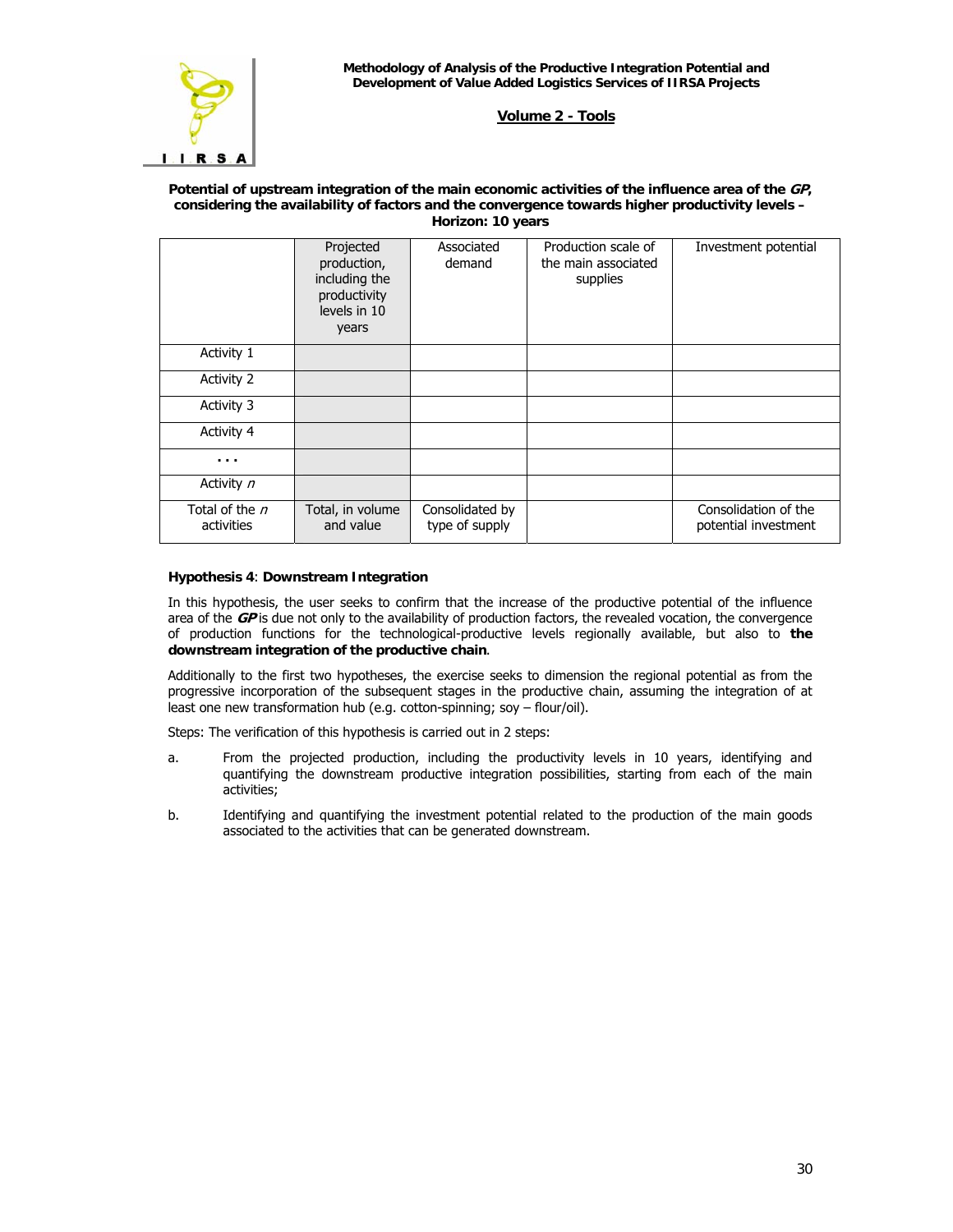**Potential of upstream integration of the main economic activities of the influence area of the *GP*, considering the availability of factors and the convergence towards higher productivity levels – Horizon: 10 years**

| | Projected production, including the productivity levels in 10 years | Associated demand | Production scale of the main associated supplies | Investment potential |
|---|---|---|---|---|
| Activity 1 | | | | |
| Activity 2 | | | | |
| Activity 3 | | | | |
| Activity 4 | | | | |
| ... | | | | |
| Activity *n* | | | | |
| Total of the *n* activities | Total, in volume and value | Consolidated by type of supply | | Consolidation of the potential investment |

**Hypothesis 4**: **Downstream Integration**

In this hypothesis, the user seeks to confirm that the increase of the productive potential of the influence area of the ***GP*** is due not only to the availability of production factors, the revealed vocation, the convergence of production functions for the technological-productive levels regionally available, but also to **the downstream integration of the productive chain**.

Additionally to the first two hypotheses, the exercise seeks to dimension the regional potential as from the progressive incorporation of the subsequent stages in the productive chain, assuming the integration of at least one new transformation hub (e.g. cotton-spinning; soy – flour/oil).

Steps: The verification of this hypothesis is carried out in 2 steps:

a. From the projected production, including the productivity levels in 10 years, identifying and quantifying the downstream productive integration possibilities, starting from each of the main activities;

b. Identifying and quantifying the investment potential related to the production of the main goods associated to the activities that can be generated downstream.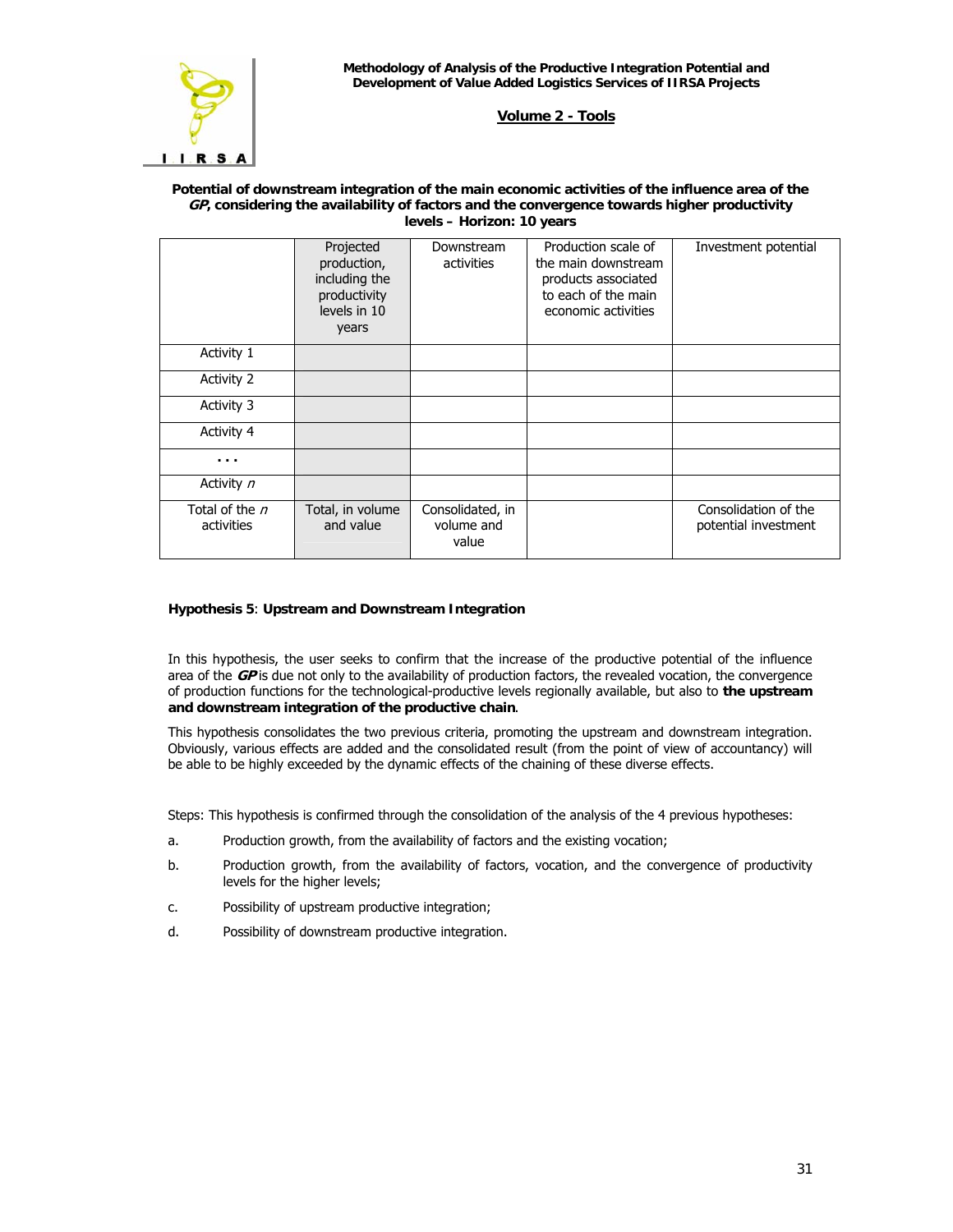**Potential of downstream integration of the main economic activities of the influence area of the *GP*, considering the availability of factors and the convergence towards higher productivity levels – Horizon: 10 years**

| | Projected production, including the productivity levels in 10 years | Downstream activities | Production scale of the main downstream products associated to each of the main economic activities | Investment potential |
|---|---|---|---|---|
| Activity 1 | | | | |
| Activity 2 | | | | |
| Activity 3 | | | | |
| Activity 4 | | | | |
| ... | | | | |
| Activity *n* | | | | |
| Total of the *n* activities | Total, in volume and value | Consolidated, in volume and value | | Consolidation of the potential investment |

**Hypothesis 5**: **Upstream and Downstream Integration**

In this hypothesis, the user seeks to confirm that the increase of the productive potential of the influence area of the ***GP*** is due not only to the availability of production factors, the revealed vocation, the convergence of production functions for the technological-productive levels regionally available, but also to **the upstream and downstream integration of the productive chain**.

This hypothesis consolidates the two previous criteria, promoting the upstream and downstream integration. Obviously, various effects are added and the consolidated result (from the point of view of accountancy) will be able to be highly exceeded by the dynamic effects of the chaining of these diverse effects.

Steps: This hypothesis is confirmed through the consolidation of the analysis of the 4 previous hypotheses:

a. Production growth, from the availability of factors and the existing vocation;

b. Production growth, from the availability of factors, vocation, and the convergence of productivity levels for the higher levels;

c. Possibility of upstream productive integration;

d. Possibility of downstream productive integration.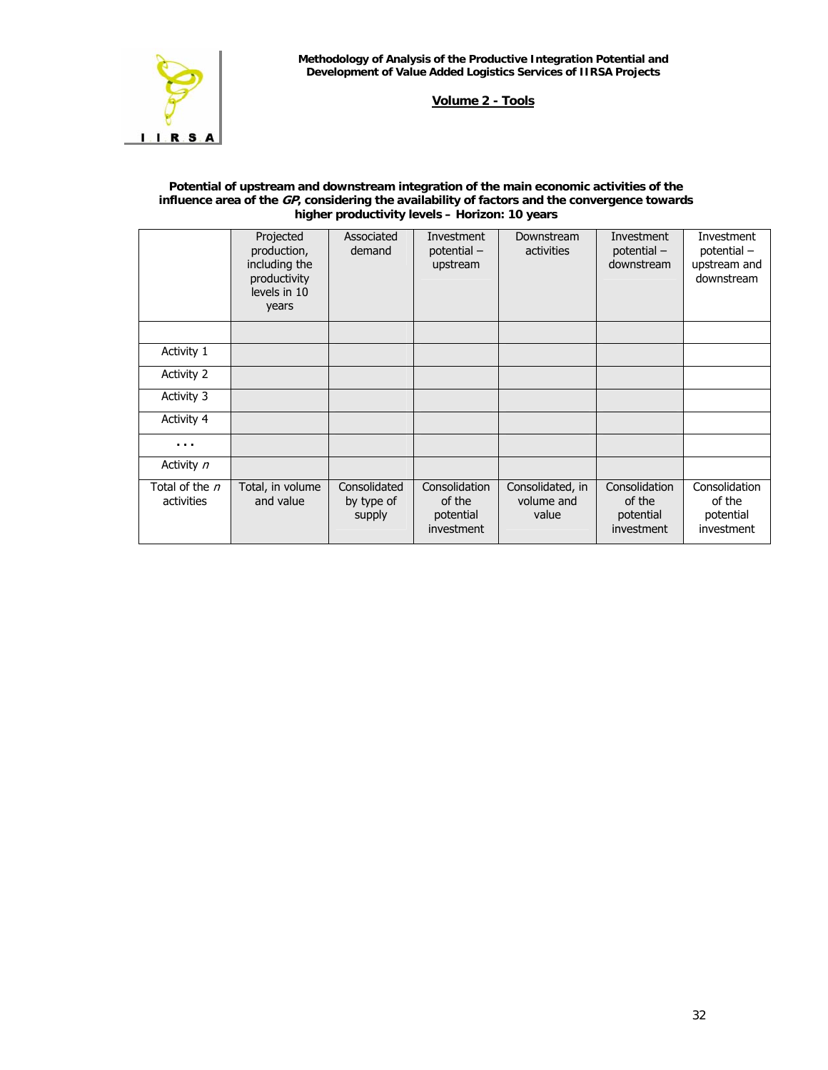**Potential of upstream and downstream integration of the main economic activities of the influence area of the *GP*, considering the availability of factors and the convergence towards higher productivity levels – Horizon: 10 years**

| | Projected production, including the productivity levels in 10 years | Associated demand | Investment potential – upstream | Downstream activities | Investment potential – downstream | Investment potential – upstream and downstream |
|---|---|---|---|---|---|---|
| | | | | | | |
| Activity 1 | | | | | | |
| Activity 2 | | | | | | |
| Activity 3 | | | | | | |
| Activity 4 | | | | | | |
| ... | | | | | | |
| Activity *n* | | | | | | |
| Total of the *n* activities | Total, in volume and value | Consolidated by type of supply | Consolidation of the potential investment | Consolidated, in volume and value | Consolidation of the potential investment | Consolidation of the potential investment |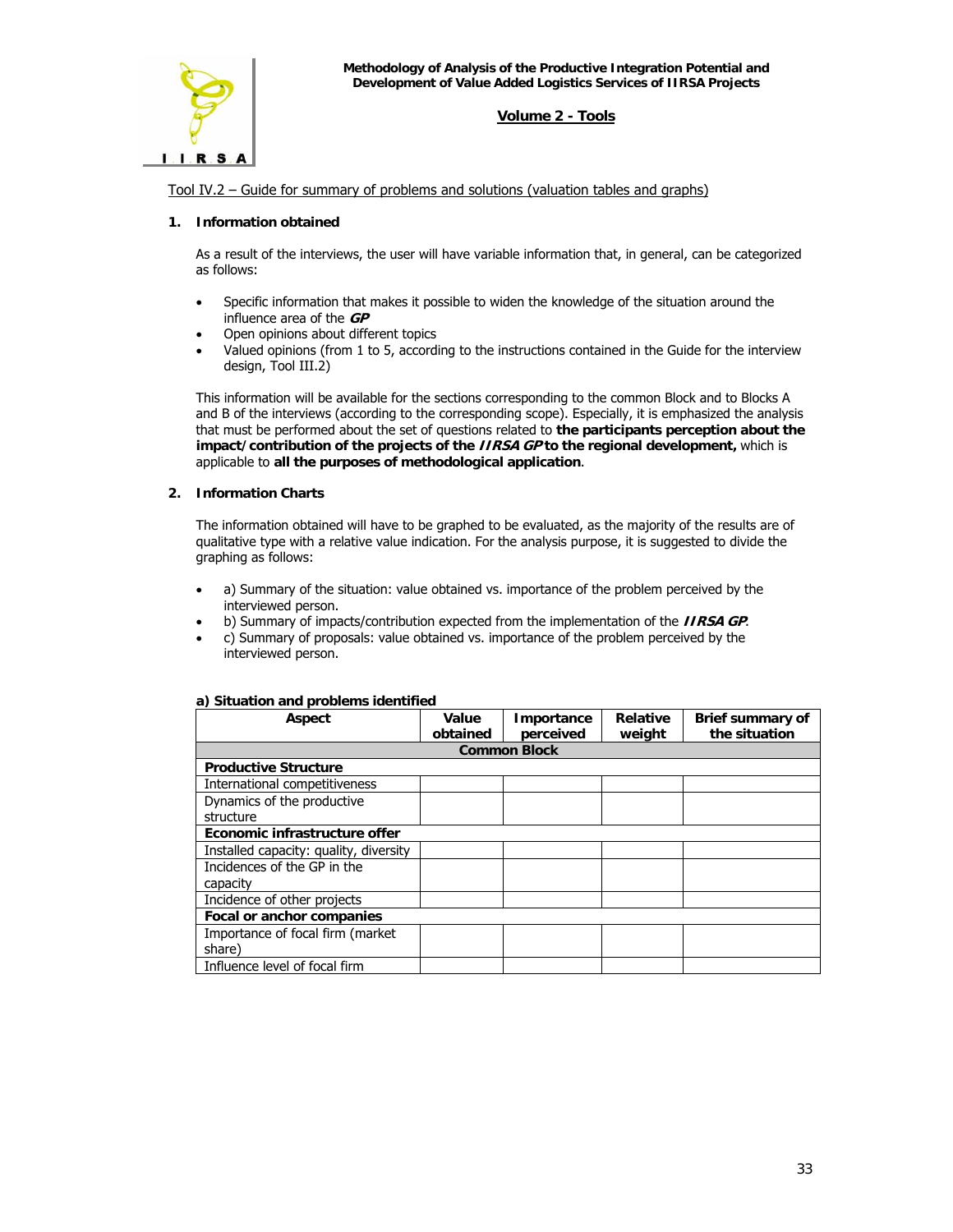Tool IV.2 – Guide for summary of problems and solutions (valuation tables and graphs)

## 1. Information obtained

As a result of the interviews, the user will have variable information that, in general, can be categorized as follows:

- Specific information that makes it possible to widen the knowledge of the situation around the influence area of the ***GP***
- Open opinions about different topics
- Valued opinions (from 1 to 5, according to the instructions contained in the Guide for the interview design, Tool III.2)

This information will be available for the sections corresponding to the common Block and to Blocks A and B of the interviews (according to the corresponding scope). Especially, it is emphasized the analysis that must be performed about the set of questions related to **the participants perception about the impact/contribution of the projects of the *IIRSA GP* to the regional development,** which is applicable to **all the purposes of methodological application**.

## 2. Information Charts

The information obtained will have to be graphed to be evaluated, as the majority of the results are of qualitative type with a relative value indication. For the analysis purpose, it is suggested to divide the graphing as follows:

- a) Summary of the situation: value obtained vs. importance of the problem perceived by the interviewed person.
- b) Summary of impacts/contribution expected from the implementation of the ***IIRSA GP***.
- c) Summary of proposals: value obtained vs. importance of the problem perceived by the interviewed person.

**a) Situation and problems identified**

| Aspect | Value obtained | Importance perceived | Relative weight | Brief summary of the situation |
|---|---|---|---|---|
| **Common Block** | | | | |
| **Productive Structure** | | | | |
| International competitiveness | | | | |
| Dynamics of the productive structure | | | | |
| **Economic infrastructure offer** | | | | |
| Installed capacity: quality, diversity | | | | |
| Incidences of the GP in the capacity | | | | |
| Incidence of other projects | | | | |
| **Focal or anchor companies** | | | | |
| Importance of focal firm (market share) | | | | |
| Influence level of focal firm | | | | |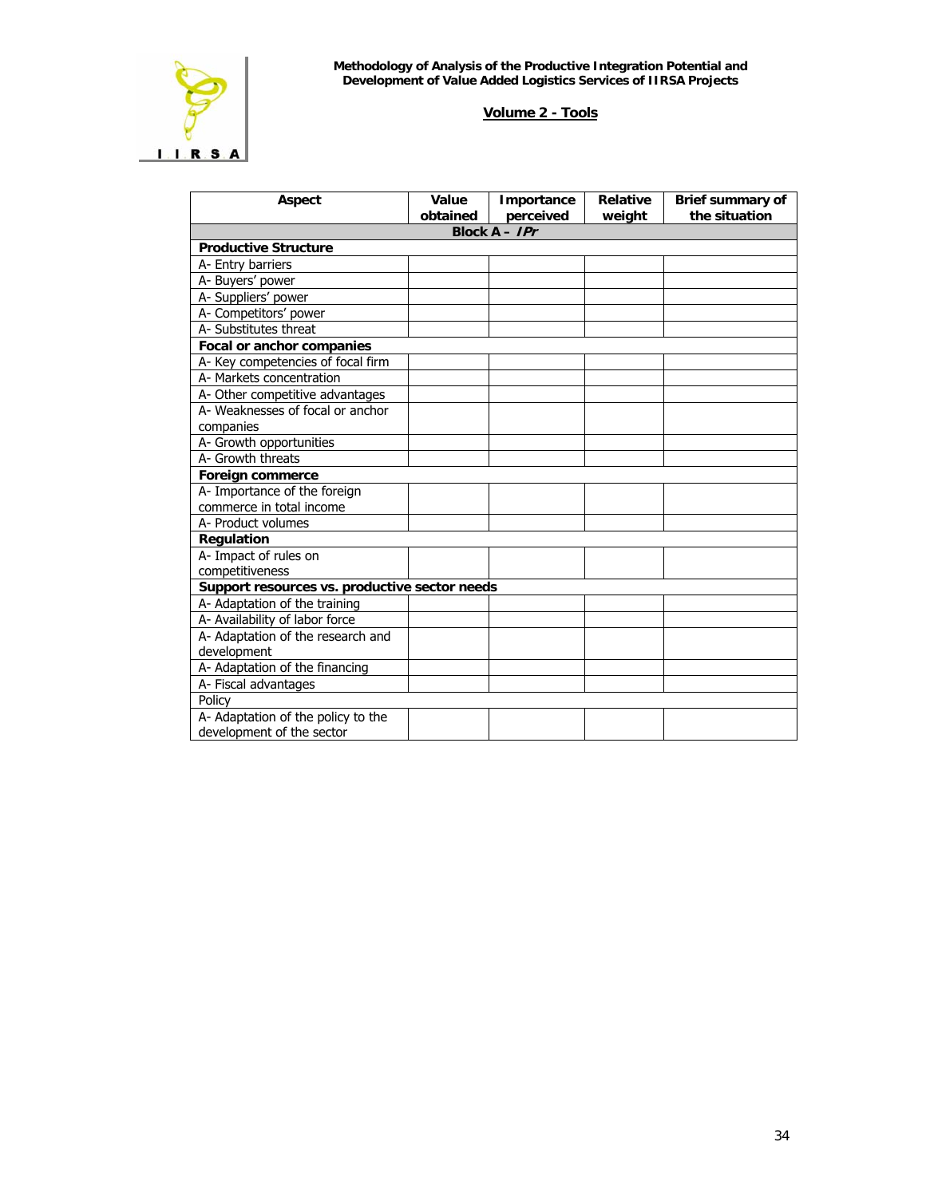| Aspect | Value obtained | Importance perceived | Relative weight | Brief summary of the situation |
|---|---|---|---|---|
| **Block A – *IPr*** | | | | |
| **Productive Structure** | | | | |
| A- Entry barriers | | | | |
| A- Buyers' power | | | | |
| A- Suppliers' power | | | | |
| A- Competitors' power | | | | |
| A- Substitutes threat | | | | |
| **Focal or anchor companies** | | | | |
| A- Key competencies of focal firm | | | | |
| A- Markets concentration | | | | |
| A- Other competitive advantages | | | | |
| A- Weaknesses of focal or anchor companies | | | | |
| A- Growth opportunities | | | | |
| A- Growth threats | | | | |
| **Foreign commerce** | | | | |
| A- Importance of the foreign commerce in total income | | | | |
| A- Product volumes | | | | |
| **Regulation** | | | | |
| A- Impact of rules on competitiveness | | | | |
| **Support resources vs. productive sector needs** | | | | |
| A- Adaptation of the training | | | | |
| A- Availability of labor force | | | | |
| A- Adaptation of the research and development | | | | |
| A- Adaptation of the financing | | | | |
| A- Fiscal advantages | | | | |
| Policy | | | | |
| A- Adaptation of the policy to the development of the sector | | | | |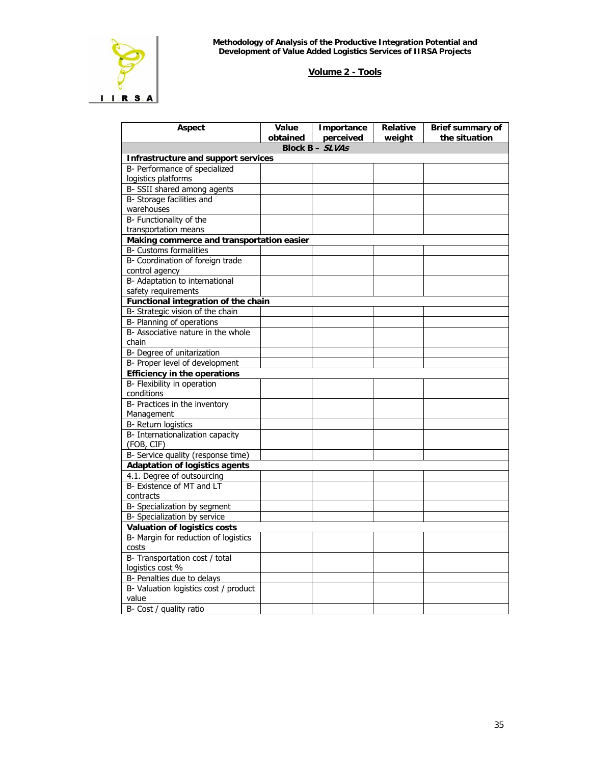| Aspect | Value obtained | Importance perceived | Relative weight | Brief summary of the situation |
|---|---|---|---|---|
| **Block B – *SLVAs*** | | | | |
| **Infrastructure and support services** | | | | |
| B- Performance of specialized logistics platforms | | | | |
| B- SSII shared among agents | | | | |
| B- Storage facilities and warehouses | | | | |
| B- Functionality of the transportation means | | | | |
| **Making commerce and transportation easier** | | | | |
| B- Customs formalities | | | | |
| B- Coordination of foreign trade control agency | | | | |
| B- Adaptation to international safety requirements | | | | |
| **Functional integration of the chain** | | | | |
| B- Strategic vision of the chain | | | | |
| B- Planning of operations | | | | |
| B- Associative nature in the whole chain | | | | |
| B- Degree of unitarization | | | | |
| B- Proper level of development | | | | |
| **Efficiency in the operations** | | | | |
| B- Flexibility in operation conditions | | | | |
| B- Practices in the inventory Management | | | | |
| B- Return logistics | | | | |
| B- Internationalization capacity (FOB, CIF) | | | | |
| B- Service quality (response time) | | | | |
| **Adaptation of logistics agents** | | | | |
| 4.1. Degree of outsourcing | | | | |
| B- Existence of MT and LT contracts | | | | |
| B- Specialization by segment | | | | |
| B- Specialization by service | | | | |
| **Valuation of logistics costs** | | | | |
| B- Margin for reduction of logistics costs | | | | |
| B- Transportation cost / total logistics cost % | | | | |
| B- Penalties due to delays | | | | |
| B- Valuation logistics cost / product value | | | | |
| B- Cost / quality ratio | | | | |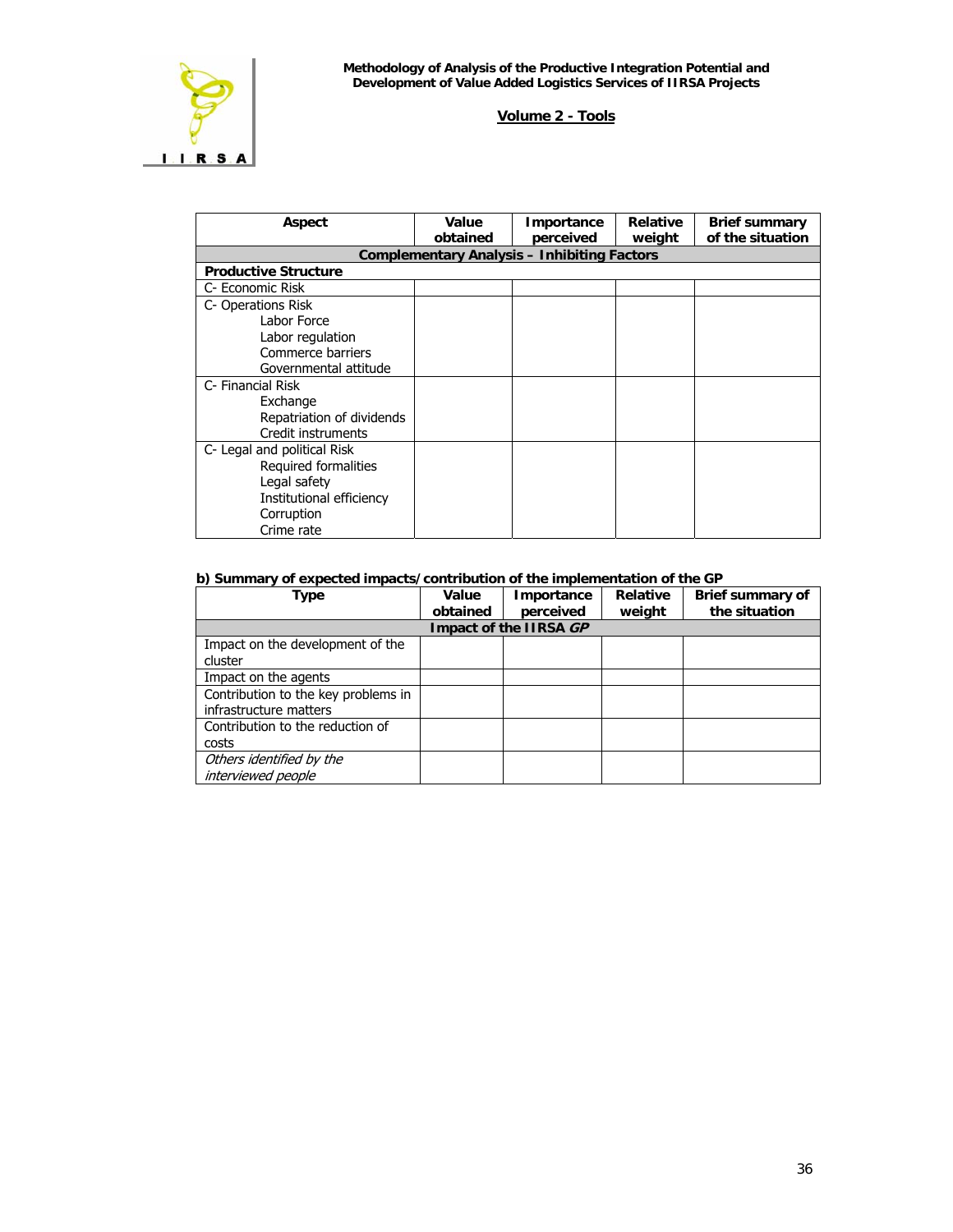| Aspect | Value obtained | Importance perceived | Relative weight | Brief summary of the situation |
|---|---|---|---|---|
| **Complementary Analysis – Inhibiting Factors** | | | | |
| **Productive Structure** | | | | |
| C- Economic Risk | | | | |
| C- Operations Risk<br>Labor Force<br>Labor regulation<br>Commerce barriers<br>Governmental attitude | | | | |
| C- Financial Risk<br>Exchange<br>Repatriation of dividends<br>Credit instruments | | | | |
| C- Legal and political Risk<br>Required formalities<br>Legal safety<br>Institutional efficiency<br>Corruption<br>Crime rate | | | | |

**b) Summary of expected impacts/contribution of the implementation of the GP**

| Type | Value obtained | Importance perceived | Relative weight | Brief summary of the situation |
|---|---|---|---|---|
| **Impact of the IIRSA *GP*** | | | | |
| Impact on the development of the cluster | | | | |
| Impact on the agents | | | | |
| Contribution to the key problems in infrastructure matters | | | | |
| Contribution to the reduction of costs | | | | |
| *Others identified by the interviewed people* | | | | |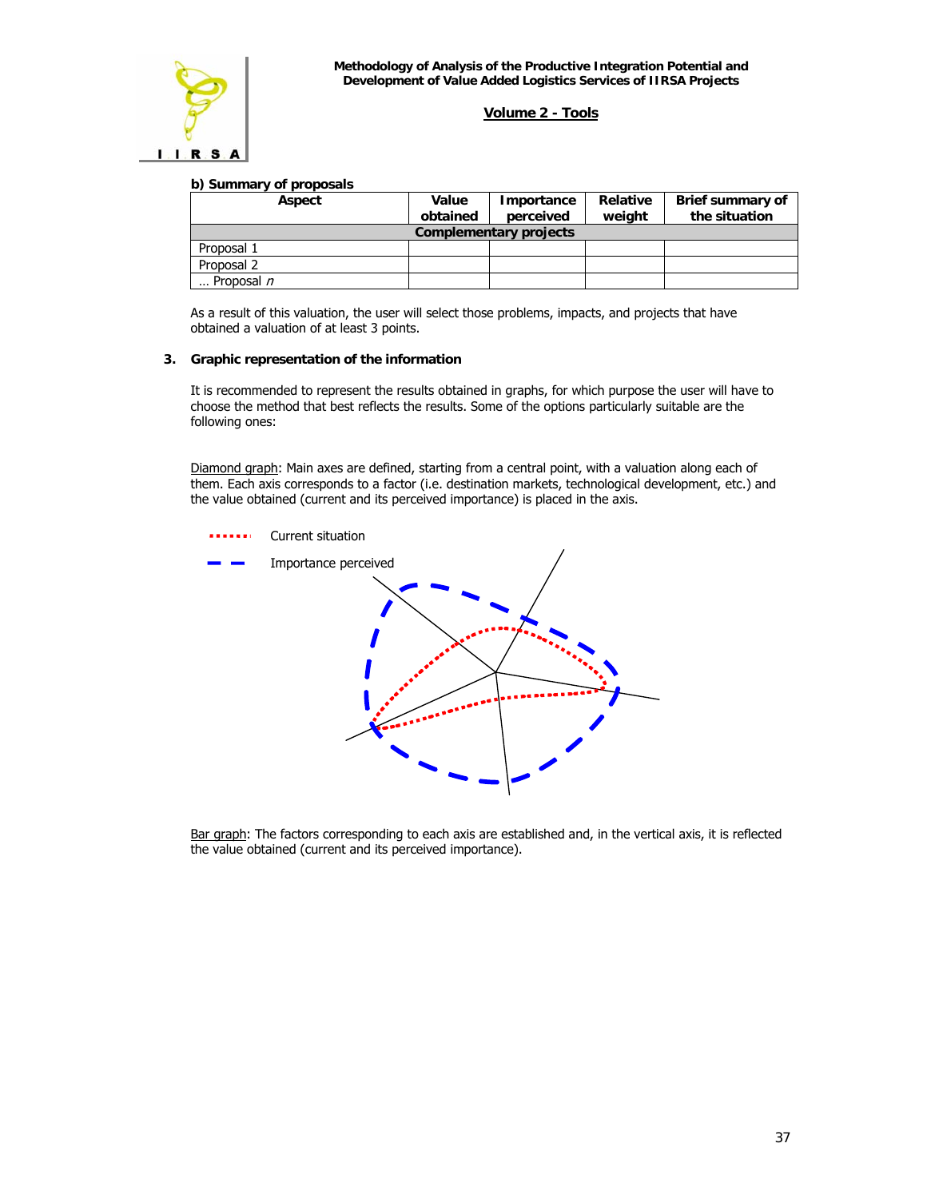**b) Summary of proposals**

| Aspect | Value obtained | Importance perceived | Relative weight | Brief summary of the situation |
|---|---|---|---|---|
| **Complementary projects** | | | | |
| Proposal 1 | | | | |
| Proposal 2 | | | | |
| … Proposal *n* | | | | |

As a result of this valuation, the user will select those problems, impacts, and projects that have obtained a valuation of at least 3 points.

### 3. Graphic representation of the information

It is recommended to represent the results obtained in graphs, for which purpose the user will have to choose the method that best reflects the results. Some of the options particularly suitable are the following ones:

Diamond graph: Main axes are defined, starting from a central point, with a valuation along each of them. Each axis corresponds to a factor (i.e. destination markets, technological development, etc.) and the value obtained (current and its perceived importance) is placed in the axis.

Current situation

Importance perceived

Bar graph: The factors corresponding to each axis are established and, in the vertical axis, it is reflected the value obtained (current and its perceived importance).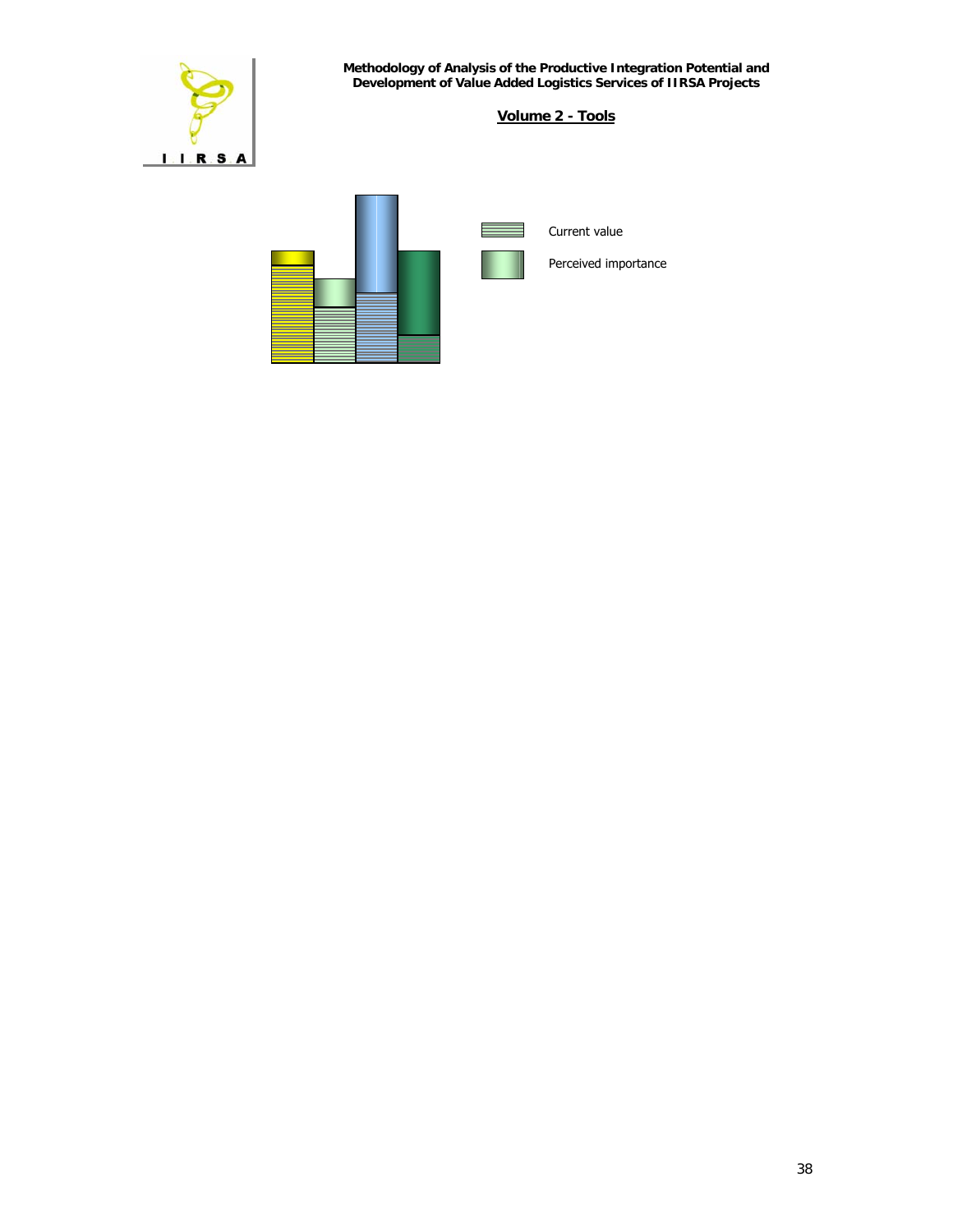Current value

Perceived importance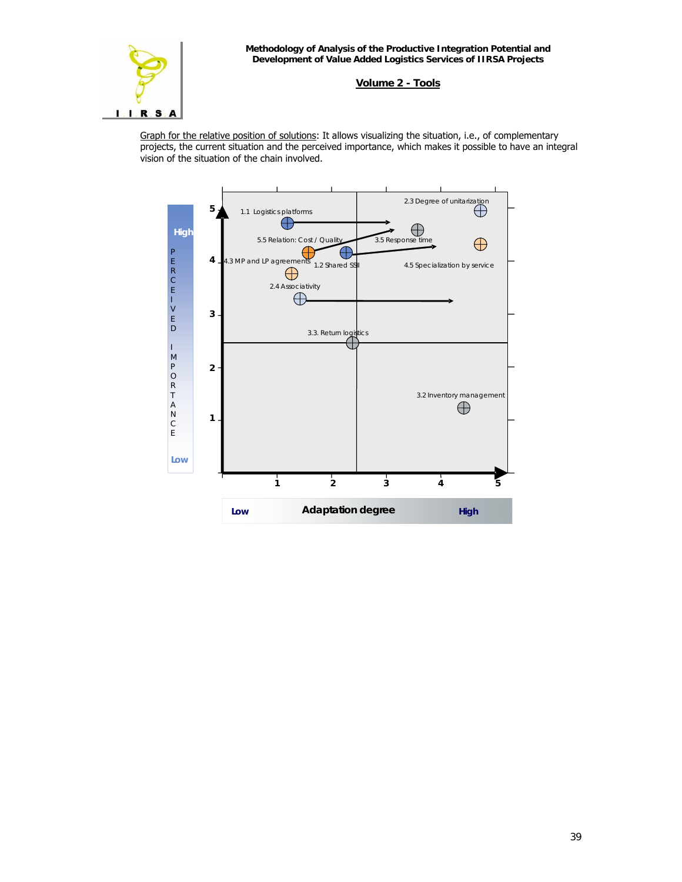Graph for the relative position of solutions: It allows visualizing the situation, i.e., of complementary projects, the current situation and the perceived importance, which makes it possible to have an integral vision of the situation of the chain involved.

1.1 Logistics platforms

2.3 Degree of unitarization

5.5 Relation: Cost / Quality

3.5 Response time

4.3 MP and LP agreements

1.2 Shared SSI

4.5 Specialization by service

2.4 Associativity

3.3. Return logistics

3.2 Inventory management

5
4
3
2
1

High

PERCEIVED IMPORTANCE

Low

1
2
3
4
5

Low

Adaptation degree

High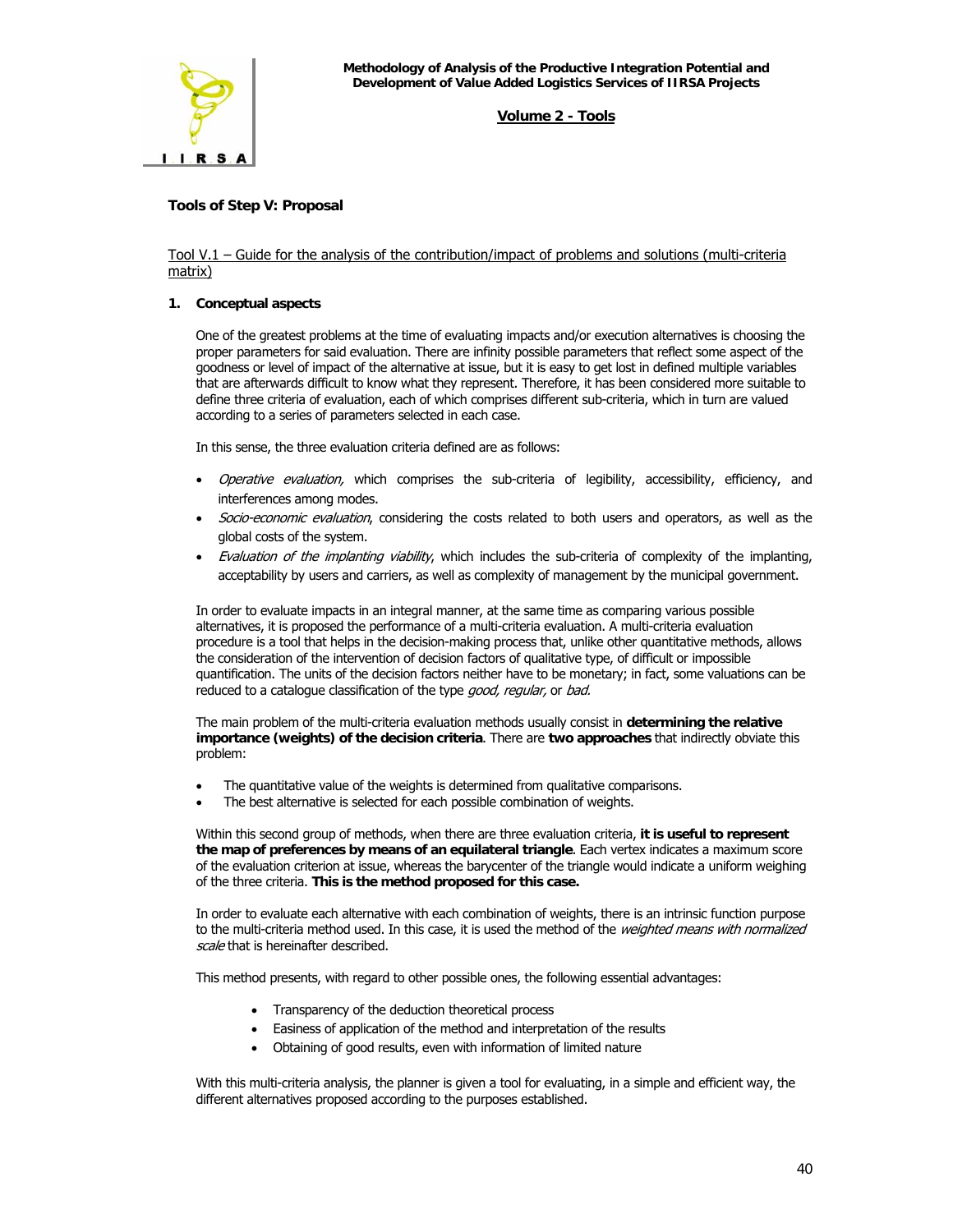## Tools of Step V: Proposal

Tool V.1 – Guide for the analysis of the contribution/impact of problems and solutions (multi-criteria matrix)

### 1. Conceptual aspects

One of the greatest problems at the time of evaluating impacts and/or execution alternatives is choosing the proper parameters for said evaluation. There are infinity possible parameters that reflect some aspect of the goodness or level of impact of the alternative at issue, but it is easy to get lost in defined multiple variables that are afterwards difficult to know what they represent. Therefore, it has been considered more suitable to define three criteria of evaluation, each of which comprises different sub-criteria, which in turn are valued according to a series of parameters selected in each case.

In this sense, the three evaluation criteria defined are as follows:

- *Operative evaluation,* which comprises the sub-criteria of legibility, accessibility, efficiency, and interferences among modes.
- *Socio-economic evaluation*, considering the costs related to both users and operators, as well as the global costs of the system.
- *Evaluation of the implanting viability*, which includes the sub-criteria of complexity of the implanting, acceptability by users and carriers, as well as complexity of management by the municipal government.

In order to evaluate impacts in an integral manner, at the same time as comparing various possible alternatives, it is proposed the performance of a multi-criteria evaluation. A multi-criteria evaluation procedure is a tool that helps in the decision-making process that, unlike other quantitative methods, allows the consideration of the intervention of decision factors of qualitative type, of difficult or impossible quantification. The units of the decision factors neither have to be monetary; in fact, some valuations can be reduced to a catalogue classification of the type *good, regular,* or *bad.*

The main problem of the multi-criteria evaluation methods usually consist in **determining the relative importance (weights) of the decision criteria**. There are **two approaches** that indirectly obviate this problem:

- The quantitative value of the weights is determined from qualitative comparisons.
- The best alternative is selected for each possible combination of weights.

Within this second group of methods, when there are three evaluation criteria, **it is useful to represent the map of preferences by means of an equilateral triangle**. Each vertex indicates a maximum score of the evaluation criterion at issue, whereas the barycenter of the triangle would indicate a uniform weighing of the three criteria. **This is the method proposed for this case.**

In order to evaluate each alternative with each combination of weights, there is an intrinsic function purpose to the multi-criteria method used. In this case, it is used the method of the *weighted means with normalized scale* that is hereinafter described.

This method presents, with regard to other possible ones, the following essential advantages:

- Transparency of the deduction theoretical process
- Easiness of application of the method and interpretation of the results
- Obtaining of good results, even with information of limited nature

With this multi-criteria analysis, the planner is given a tool for evaluating, in a simple and efficient way, the different alternatives proposed according to the purposes established.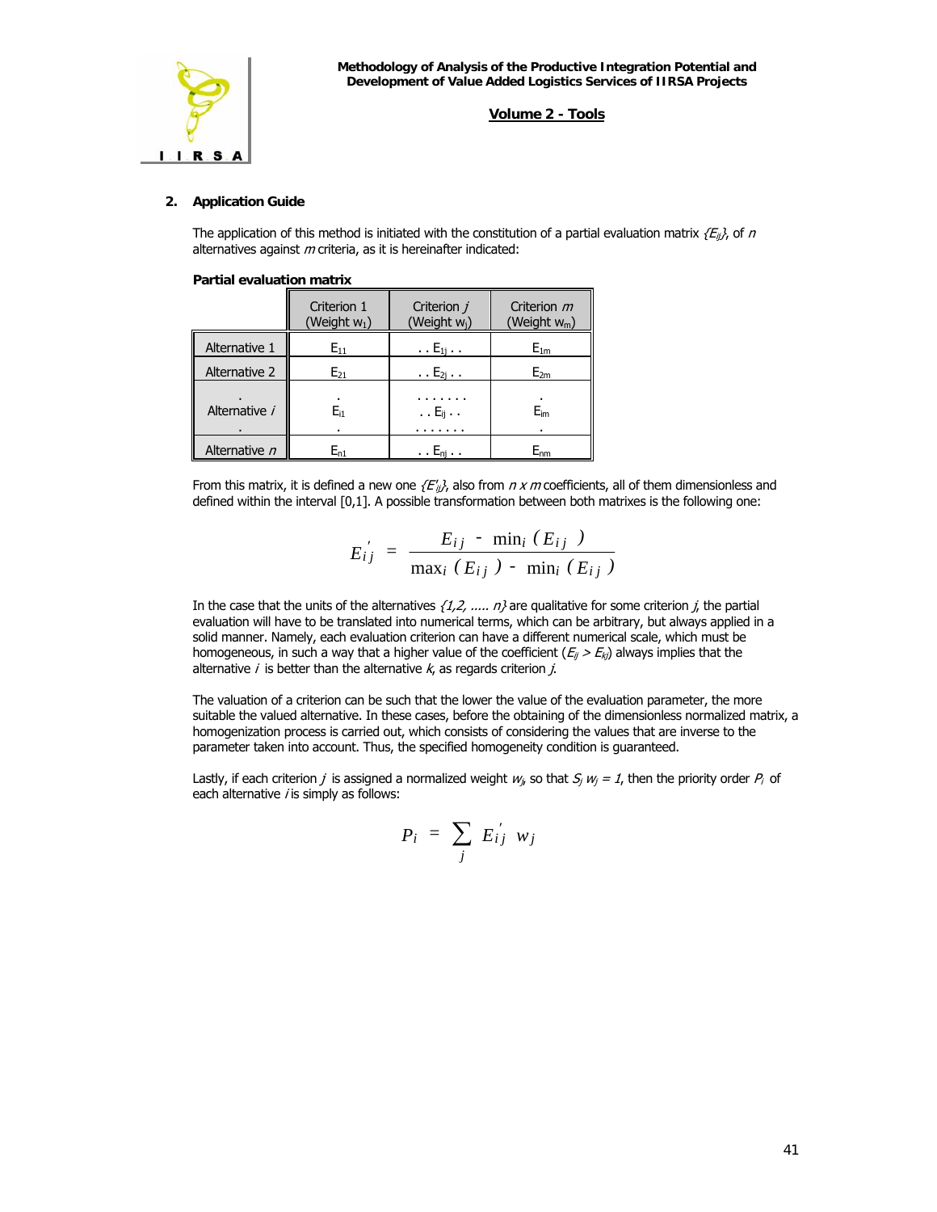## 2. Application Guide

The application of this method is initiated with the constitution of a partial evaluation matrix *{$E_{ij}$}*, of *n* alternatives against *m* criteria, as it is hereinafter indicated:

**Partial evaluation matrix**

| | Criterion 1 (Weight $w_1$) | Criterion *j* (Weight $w_j$) | Criterion *m* (Weight $w_m$) |
|---|---|---|---|
| Alternative 1 | $E_{11}$ | . . $E_{1j}$ . . | $E_{1m}$ |
| Alternative 2 | $E_{21}$ | . . $E_{2j}$ . . | $E_{2m}$ |
| . Alternative *i* . | . $E_{i1}$ . | . . . . . . . . . $E_{ij}$ . . . . . . . . . | . $E_{im}$ . |
| Alternative *n* | $E_{n1}$ | . . $E_{nj}$ . . | $E_{nm}$ |

From this matrix, it is defined a new one *{$E'_{ij}$}*, also from *n x m* coefficients, all of them dimensionless and defined within the interval [0,1]. A possible transformation between both matrixes is the following one:

$$E'_{ij} = \frac{E_{ij} - \min_i (E_{ij})}{\max_i (E_{ij}) - \min_i (E_{ij})}$$

In the case that the units of the alternatives *{1,2, ..... n}* are qualitative for some criterion *j*, the partial evaluation will have to be translated into numerical terms, which can be arbitrary, but always applied in a solid manner. Namely, each evaluation criterion can have a different numerical scale, which must be homogeneous, in such a way that a higher value of the coefficient ($E_{ij} > E_{kj}$) always implies that the alternative *i* is better than the alternative *k*, as regards criterion *j*.

The valuation of a criterion can be such that the lower the value of the evaluation parameter, the more suitable the valued alternative. In these cases, before the obtaining of the dimensionless normalized matrix, a homogenization process is carried out, which consists of considering the values that are inverse to the parameter taken into account. Thus, the specified homogeneity condition is guaranteed.

Lastly, if each criterion *j* is assigned a normalized weight $w_j$, so that $S_j\, w_j = 1$, then the priority order $P_i$ of each alternative *i* is simply as follows:

$$P_i = \sum_j E'_{ij}\, w_j$$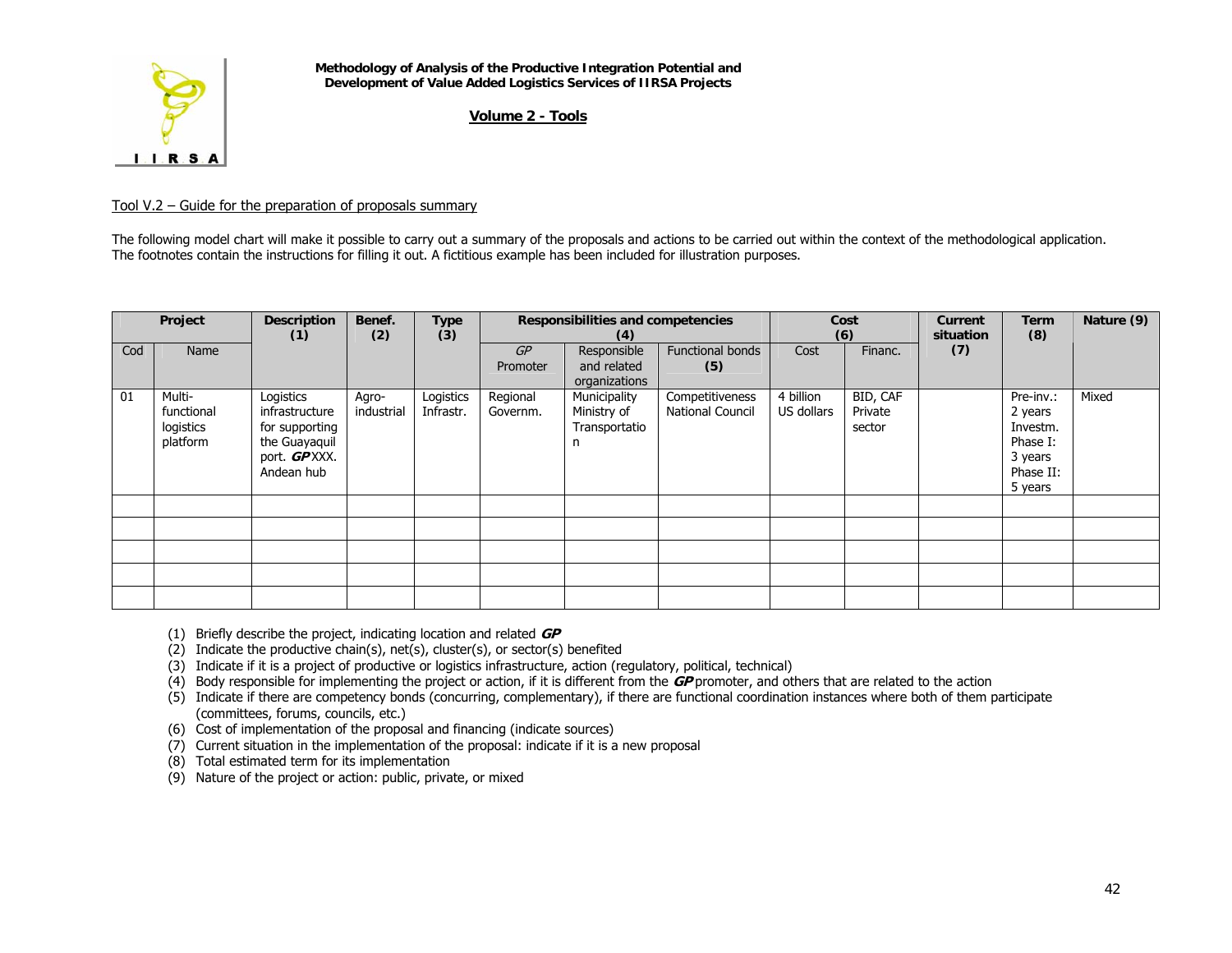Tool V.2 – Guide for the preparation of proposals summary

The following model chart will make it possible to carry out a summary of the proposals and actions to be carried out within the context of the methodological application. The footnotes contain the instructions for filling it out. A fictitious example has been included for illustration purposes.

| **Project** | | **Description (1)** | **Benef. (2)** | **Type (3)** | **Responsibilities and competencies (4)** | | | **Cost (6)** | | **Current situation (7)** | **Term (8)** | **Nature (9)** |
|---|---|---|---|---|---|---|---|---|---|---|---|---|
| Cod | Name | | | | *GP* Promoter | Responsible and related organizations | Functional bonds **(5)** | Cost | Financ. | | | |
| 01 | Multi-functional logistics platform | Logistics infrastructure for supporting the Guayaquil port. ***GP*** XXX. Andean hub | Agro-industrial | Logistics Infrastr. | Regional Governm. | Municipality Ministry of Transportation | Competitiveness National Council | 4 billion US dollars | BID, CAF Private sector | | Pre-inv.: 2 years Investm. Phase I: 3 years Phase II: 5 years | Mixed |
| | | | | | | | | | | | | |
| | | | | | | | | | | | | |
| | | | | | | | | | | | | |
| | | | | | | | | | | | | |
| | | | | | | | | | | | | |

(1) Briefly describe the project, indicating location and related ***GP***
(2) Indicate the productive chain(s), net(s), cluster(s), or sector(s) benefited
(3) Indicate if it is a project of productive or logistics infrastructure, action (regulatory, political, technical)
(4) Body responsible for implementing the project or action, if it is different from the ***GP*** promoter, and others that are related to the action
(5) Indicate if there are competency bonds (concurring, complementary), if there are functional coordination instances where both of them participate (committees, forums, councils, etc.)
(6) Cost of implementation of the proposal and financing (indicate sources)
(7) Current situation in the implementation of the proposal: indicate if it is a new proposal
(8) Total estimated term for its implementation
(9) Nature of the project or action: public, private, or mixed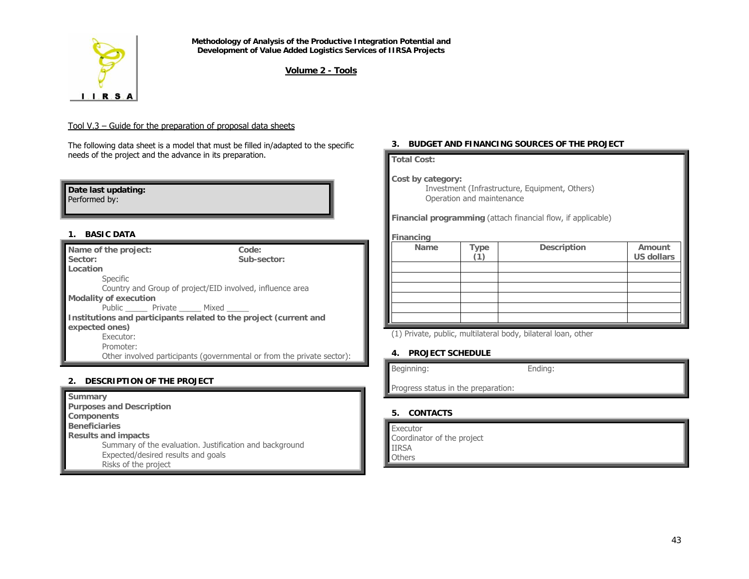Tool V.3 – Guide for the preparation of proposal data sheets

The following data sheet is a model that must be filled in/adapted to the specific needs of the project and the advance in its preparation.

**Date last updating:**
Performed by:

## 1. BASIC DATA

**Name of the project:** **Code:**
**Sector:** **Sub-sector:**
**Location**
- Specific
- Country and Group of project/EID involved, influence area

**Modality of execution**
- Public _____ Private _____ Mixed _____

**Institutions and participants related to the project (current and expected ones)**
- Executor:
- Promoter:
- Other involved participants (governmental or from the private sector):

## 2. DESCRIPTION OF THE PROJECT

**Summary**
**Purposes and Description**
**Components**
**Beneficiaries**
**Results and impacts**
- Summary of the evaluation. Justification and background
- Expected/desired results and goals
- Risks of the project

## 3. BUDGET AND FINANCING SOURCES OF THE PROJECT

**Total Cost:**

**Cost by category:**
- Investment (Infrastructure, Equipment, Others)
- Operation and maintenance

**Financial programming** (attach financial flow, if applicable)

**Financing**

| Name | Type (1) | Description | Amount US dollars |
|---|---|---|---|
| | | | |
| | | | |
| | | | |
| | | | |
| | | | |
| | | | |

(1) Private, public, multilateral body, bilateral loan, other

## 4. PROJECT SCHEDULE

Beginning: Ending:

Progress status in the preparation:

## 5. CONTACTS

Executor
Coordinator of the project
IIRSA
Others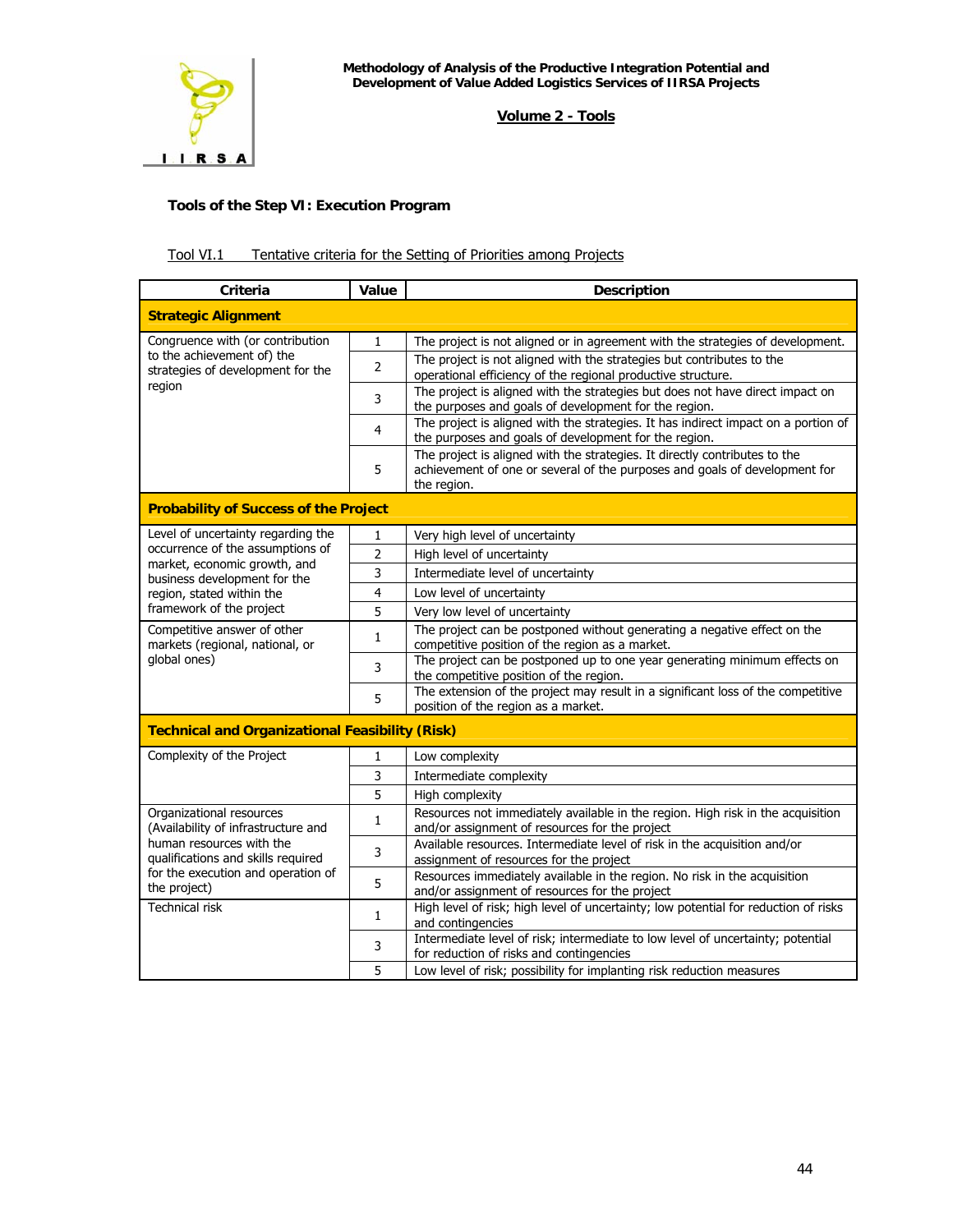### Tools of the Step VI: Execution Program

Tool VI.1 Tentative criteria for the Setting of Priorities among Projects

| Criteria | Value | Description |
|---|---|---|
| **Strategic Alignment** | | |
| Congruence with (or contribution to the achievement of) the strategies of development for the region | 1 | The project is not aligned or in agreement with the strategies of development. |
| | 2 | The project is not aligned with the strategies but contributes to the operational efficiency of the regional productive structure. |
| | 3 | The project is aligned with the strategies but does not have direct impact on the purposes and goals of development for the region. |
| | 4 | The project is aligned with the strategies. It has indirect impact on a portion of the purposes and goals of development for the region. |
| | 5 | The project is aligned with the strategies. It directly contributes to the achievement of one or several of the purposes and goals of development for the region. |
| **Probability of Success of the Project** | | |
| Level of uncertainty regarding the occurrence of the assumptions of market, economic growth, and business development for the region, stated within the framework of the project | 1 | Very high level of uncertainty |
| | 2 | High level of uncertainty |
| | 3 | Intermediate level of uncertainty |
| | 4 | Low level of uncertainty |
| | 5 | Very low level of uncertainty |
| Competitive answer of other markets (regional, national, or global ones) | 1 | The project can be postponed without generating a negative effect on the competitive position of the region as a market. |
| | 3 | The project can be postponed up to one year generating minimum effects on the competitive position of the region. |
| | 5 | The extension of the project may result in a significant loss of the competitive position of the region as a market. |
| **Technical and Organizational Feasibility (Risk)** | | |
| Complexity of the Project | 1 | Low complexity |
| | 3 | Intermediate complexity |
| | 5 | High complexity |
| Organizational resources (Availability of infrastructure and human resources with the qualifications and skills required for the execution and operation of the project) | 1 | Resources not immediately available in the region. High risk in the acquisition and/or assignment of resources for the project |
| | 3 | Available resources. Intermediate level of risk in the acquisition and/or assignment of resources for the project |
| | 5 | Resources immediately available in the region. No risk in the acquisition and/or assignment of resources for the project |
| Technical risk | 1 | High level of risk; high level of uncertainty; low potential for reduction of risks and contingencies |
| | 3 | Intermediate level of risk; intermediate to low level of uncertainty; potential for reduction of risks and contingencies |
| | 5 | Low level of risk; possibility for implanting risk reduction measures |